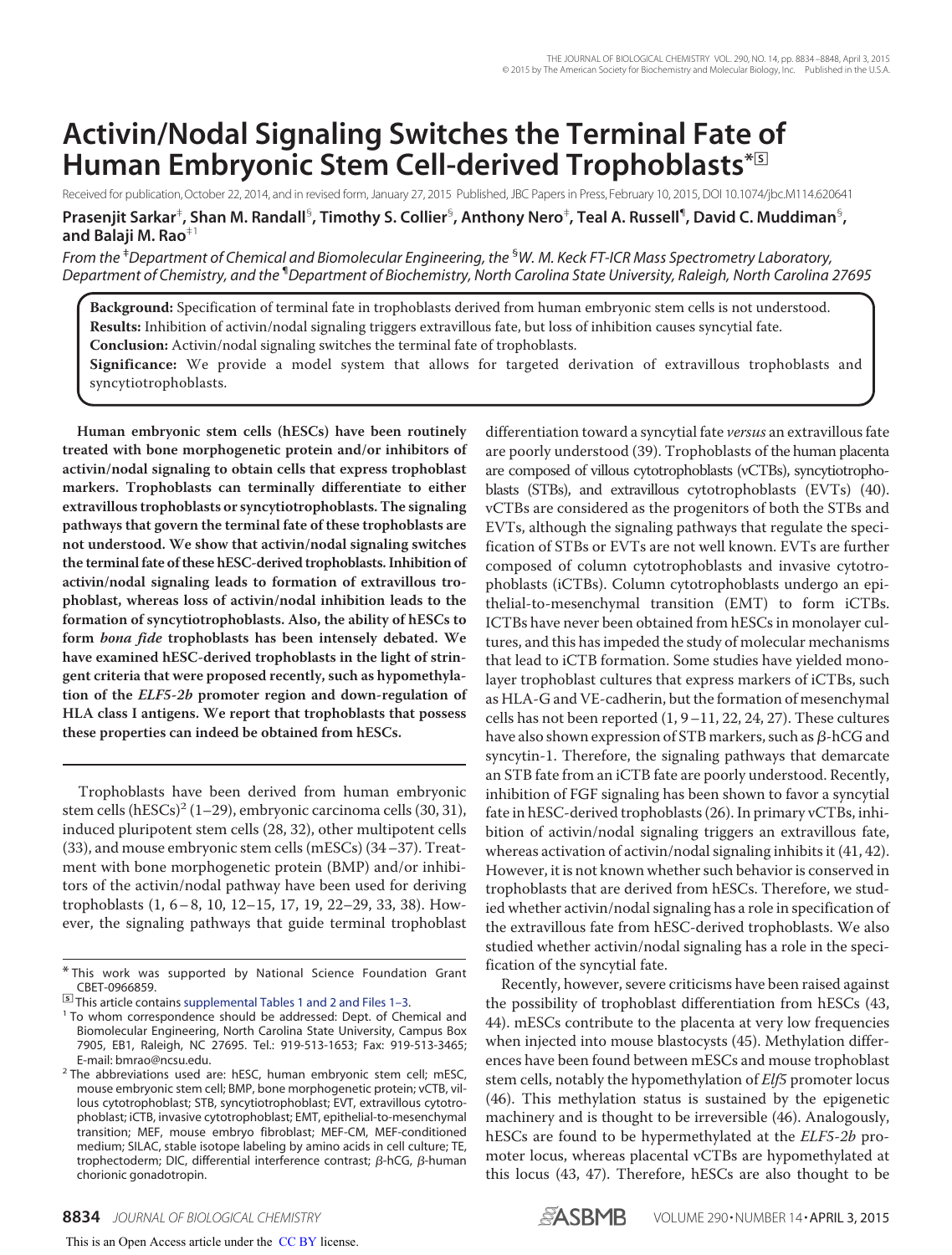# Activin/Nodal Signaling Switches the Terminal Fate of Human Embryonic Stem Cell-derived Trophoblasts*

Received for publication, October 22, 2014, and in revised form, January 27, 2015 Published, JBC Papers in Press, February 10, 2015, DOI 10.1074/jbc.M114.620641

**Prasenjit Sarkar[‡], Shan M. Randall[§], Timothy S. Collier[§], Anthony Nero[‡], Teal A. Russell[¶], David C. Muddiman[§], and Balaji M. Rao[‡1]**

*From the [‡]Department of Chemical and Biomolecular Engineering, the [§]W. M. Keck FT-ICR Mass Spectrometry Laboratory, Department of Chemistry, and the [¶]Department of Biochemistry, North Carolina State University, Raleigh, North Carolina 27695*

**Background:** Specification of terminal fate in trophoblasts derived from human embryonic stem cells is not understood.
**Results:** Inhibition of activin/nodal signaling triggers extravillous fate, but loss of inhibition causes syncytial fate.
**Conclusion:** Activin/nodal signaling switches the terminal fate of trophoblasts.
**Significance:** We provide a model system that allows for targeted derivation of extravillous trophoblasts and syncytiotrophoblasts.

**Human embryonic stem cells (hESCs) have been routinely treated with bone morphogenetic protein and/or inhibitors of activin/nodal signaling to obtain cells that express trophoblast markers. Trophoblasts can terminally differentiate to either extravillous trophoblasts or syncytiotrophoblasts. The signaling pathways that govern the terminal fate of these trophoblasts are not understood. We show that activin/nodal signaling switches the terminal fate of these hESC-derived trophoblasts. Inhibition of activin/nodal signaling leads to formation of extravillous trophoblast, whereas loss of activin/nodal inhibition leads to the formation of syncytiotrophoblasts. Also, the ability of hESCs to form *bona fide* trophoblasts has been intensely debated. We have examined hESC-derived trophoblasts in the light of stringent criteria that were proposed recently, such as hypomethylation of the *ELF5-2b* promoter region and down-regulation of HLA class I antigens. We report that trophoblasts that possess these properties can indeed be obtained from hESCs.**

Trophoblasts have been derived from human embryonic stem cells (hESCs)[2] (1–29), embryonic carcinoma cells (30, 31), induced pluripotent stem cells (28, 32), other multipotent cells (33), and mouse embryonic stem cells (mESCs) (34–37). Treatment with bone morphogenetic protein (BMP) and/or inhibitors of the activin/nodal pathway have been used for deriving trophoblasts (1, 6–8, 10, 12–15, 17, 19, 22–29, 33, 38). However, the signaling pathways that guide terminal trophoblast differentiation toward a syncytial fate *versus* an extravillous fate are poorly understood (39). Trophoblasts of the human placenta are composed of villous cytotrophoblasts (vCTBs), syncytiotrophoblasts (STBs), and extravillous cytotrophoblasts (EVTs) (40). vCTBs are considered as the progenitors of both the STBs and EVTs, although the signaling pathways that regulate the specification of STBs or EVTs are not well known. EVTs are further composed of column cytotrophoblasts and invasive cytotrophoblasts (iCTBs). Column cytotrophoblasts undergo an epithelial-to-mesenchymal transition (EMT) to form iCTBs. ICTBs have never been obtained from hESCs in monolayer cultures, and this has impeded the study of molecular mechanisms that lead to iCTB formation. Some studies have yielded monolayer trophoblast cultures that express markers of iCTBs, such as HLA-G and VE-cadherin, but the formation of mesenchymal cells has not been reported (1, 9–11, 22, 24, 27). These cultures have also shown expression of STB markers, such as β-hCG and syncytin-1. Therefore, the signaling pathways that demarcate an STB fate from an iCTB fate are poorly understood. Recently, inhibition of FGF signaling has been shown to favor a syncytial fate in hESC-derived trophoblasts (26). In primary vCTBs, inhibition of activin/nodal signaling triggers an extravillous fate, whereas activation of activin/nodal signaling inhibits it (41, 42). However, it is not known whether such behavior is conserved in trophoblasts that are derived from hESCs. Therefore, we studied whether activin/nodal signaling has a role in specification of the extravillous fate from hESC-derived trophoblasts. We also studied whether activin/nodal signaling has a role in the specification of the syncytial fate.

Recently, however, severe criticisms have been raised against the possibility of trophoblast differentiation from hESCs (43, 44). mESCs contribute to the placenta at very low frequencies when injected into mouse blastocysts (45). Methylation differences have been found between mESCs and mouse trophoblast stem cells, notably the hypomethylation of *Elf5* promoter locus (46). This methylation status is sustained by the epigenetic machinery and is thought to be irreversible (46). Analogously, hESCs are found to be hypermethylated at the *ELF5-2b* promoter locus, whereas placental vCTBs are hypomethylated at this locus (43, 47). Therefore, hESCs are also thought to be

* This work was supported by National Science Foundation Grant CBET-0966859.

[S] This article contains supplemental Tables 1 and 2 and Files 1–3.

[1] To whom correspondence should be addressed: Dept. of Chemical and Biomolecular Engineering, North Carolina State University, Campus Box 7905, EB1, Raleigh, NC 27695. Tel.: 919-513-1653; Fax: 919-513-3465; E-mail: bmrao@ncsu.edu.

[2] The abbreviations used are: hESC, human embryonic stem cell; mESC, mouse embryonic stem cell; BMP, bone morphogenetic protein; vCTB, villous cytotrophoblast; STB, syncytiotrophoblast; EVT, extravillous cytotrophoblast; iCTB, invasive cytotrophoblast; EMT, epithelial-to-mesenchymal transition; MEF, mouse embryo fibroblast; MEF-CM, MEF-conditioned medium; SILAC, stable isotope labeling by amino acids in cell culture; TE, trophectoderm; DIC, differential interference contrast; β-hCG, β-human chorionic gonadotropin.

This is an Open Access article under the CC BY license.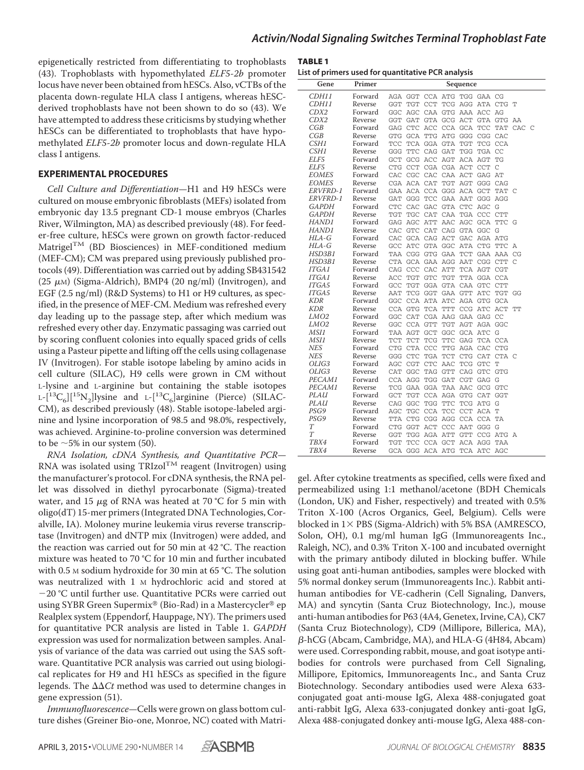epigenetically restricted from differentiating to trophoblasts (43). Trophoblasts with hypomethylated *ELF5-2b* promoter locus have never been obtained from hESCs. Also, vCTBs of the placenta down-regulate HLA class I antigens, whereas hESC-derived trophoblasts have not been shown to do so (43). We have attempted to address these criticisms by studying whether hESCs can be differentiated to trophoblasts that have hypomethylated *ELF5-2b* promoter locus and down-regulate HLA class I antigens.

## EXPERIMENTAL PROCEDURES

*Cell Culture and Differentiation*—H1 and H9 hESCs were cultured on mouse embryonic fibroblasts (MEFs) isolated from embryonic day 13.5 pregnant CD-1 mouse embryos (Charles River, Wilmington, MA) as described previously (48). For feeder-free culture, hESCs were grown on growth factor-reduced Matrigel™ (BD Biosciences) in MEF-conditioned medium (MEF-CM); CM was prepared using previously published protocols (49). Differentiation was carried out by adding SB431542 (25 μM) (Sigma-Aldrich), BMP4 (20 ng/ml) (Invitrogen), and EGF (2.5 ng/ml) (R&D Systems) to H1 or H9 cultures, as specified, in the presence of MEF-CM. Medium was refreshed every day leading up to the passage step, after which medium was refreshed every other day. Enzymatic passaging was carried out by scoring confluent colonies into equally spaced grids of cells using a Pasteur pipette and lifting off the cells using collagenase IV (Invitrogen). For stable isotope labeling by amino acids in cell culture (SILAC), H9 cells were grown in CM without L-lysine and L-arginine but containing the stable isotopes L-[$^{13}C_6$][$^{15}N_2$]lysine and L-[$^{13}C_6$]arginine (Pierce) (SILAC-CM), as described previously (48). Stable isotope-labeled arginine and lysine incorporation of 98.5 and 98.0%, respectively, was achieved. Arginine-to-proline conversion was determined to be ~5% in our system (50).

*RNA Isolation, cDNA Synthesis, and Quantitative PCR*—RNA was isolated using TRIzol™ reagent (Invitrogen) using the manufacturer's protocol. For cDNA synthesis, the RNA pellet was dissolved in diethyl pyrocarbonate (Sigma)-treated water, and 15 μg of RNA was heated at 70 °C for 5 min with oligo(dT) 15-mer primers (Integrated DNA Technologies, Coralville, IA). Moloney murine leukemia virus reverse transcriptase (Invitrogen) and dNTP mix (Invitrogen) were added, and the reaction was carried out for 50 min at 42 °C. The reaction mixture was heated to 70 °C for 10 min and further incubated with 0.5 M sodium hydroxide for 30 min at 65 °C. The solution was neutralized with 1 M hydrochloric acid and stored at −20 °C until further use. Quantitative PCRs were carried out using SYBR Green Supermix® (Bio-Rad) in a Mastercycler® ep Realplex system (Eppendorf, Hauppage, NY). The primers used for quantitative PCR analysis are listed in Table 1. *GAPDH* expression was used for normalization between samples. Analysis of variance of the data was carried out using the SAS software. Quantitative PCR analysis was carried out using biological replicates for H9 and H1 hESCs as specified in the figure legends. The ΔΔ*Ct* method was used to determine changes in gene expression (51).

*Immunofluorescence*—Cells were grown on glass bottom culture dishes (Greiner Bio-one, Monroe, NC) coated with Matrigel. After cytokine treatments as specified, cells were fixed and permeabilized using 1:1 methanol/acetone (BDH Chemicals (London, UK) and Fisher, respectively) and treated with 0.5% Triton X-100 (Acros Organics, Geel, Belgium). Cells were blocked in 1× PBS (Sigma-Aldrich) with 5% BSA (AMRESCO, Solon, OH), 0.1 mg/ml human IgG (Immunoreagents Inc., Raleigh, NC), and 0.3% Triton X-100 and incubated overnight with the primary antibody diluted in blocking buffer. While using goat anti-human antibodies, samples were blocked with 5% normal donkey serum (Immunoreagents Inc.). Rabbit anti-human antibodies for VE-cadherin (Cell Signaling, Danvers, MA) and syncytin (Santa Cruz Biotechnology, Inc.), mouse anti-human antibodies for P63 (4A4, Genetex, Irvine, CA), CK7 (Santa Cruz Biotechnology), CD9 (Millipore, Billerica, MA), β-hCG (Abcam, Cambridge, MA), and HLA-G (4H84, Abcam) were used. Corresponding rabbit, mouse, and goat isotype antibodies for controls were purchased from Cell Signaling, Millipore, Epitomics, Immunoreagents Inc., and Santa Cruz Biotechnology. Secondary antibodies used were Alexa 633-conjugated goat anti-mouse IgG, Alexa 488-conjugated goat anti-rabbit IgG, Alexa 633-conjugated donkey anti-goat IgG, Alexa 488-conjugated donkey anti-mouse IgG, Alexa 488-con-

**TABLE 1**
**List of primers used for quantitative PCR analysis**

| Gene | Primer | Sequence |
|---|---|---|
| *CDH11* | Forward | AGA GGT CCA ATG TGG GAA CG |
| *CDH11* | Reverse | GGT TGT CCT TCG AGG ATA CTG T |
| *CDX2* | Forward | GGC AGC CAA GTG AAA ACC AG |
| *CDX2* | Reverse | GGT GAT GTA GCG ACT GTA GTG AA |
| *CGB* | Forward | GAG CTC ACC CCA GCA TCC TAT CAC C |
| *CGB* | Reverse | GTG GCA TTG ATG GGG CGG CAC |
| *CSH1* | Forward | TCC TCA GGA GTA TGT TCG CCA |
| *CSH1* | Reverse | GGG TTC CAG GAT TGG TGA CC |
| *ELF5* | Forward | GCT GCG ACC AGT ACA AGT TG |
| *ELF5* | Reverse | CTG CCT CGA CGA ACT CCT C |
| *EOMES* | Forward | CAC CGC CAC CAA ACT GAG AT |
| *EOMES* | Reverse | CGA ACA CAT TGT AGT GGG CAG |
| *ERVFRD-1* | Forward | GAA ACA CCA GGG ACA GCT TAT C |
| *ERVFRD-1* | Reverse | GAT GGG TCC GAA AAT GGG AGG |
| *GAPDH* | Forward | CTC CAC GAC GTA CTC AGC G |
| *GAPDH* | Reverse | TGT TGC CAT CAA TGA CCC CTT |
| *HAND1* | Forward | GAG AGC ATT AAC AGC GCA TTC G |
| *HAND1* | Reverse | CAC GTC CAT CAG GTA GGC G |
| *HLA-G* | Forward | CAC GCA CAG ACT GAC AGA ATG |
| *HLA-G* | Reverse | GCC ATC GTA GGC ATA CTG TTC A |
| *HSD3B1* | Forward | TAA CGG GTG GAA TCT GAA AAA CG |
| *HSD3B1* | Reverse | CTA GCA GAA AGG AAT CGG CTT C |
| *ITGA1* | Forward | CAG CCC CAC ATT TCA AGT CGT |
| *ITGA1* | Reverse | ACC TGT GTC TGT TTA GGA CCA |
| *ITGA5* | Forward | GCC TGT GGA GTA CAA GTC CTT |
| *ITGA5* | Reverse | AAT TCG GGT GAA GTT ATC TGT GG |
| *KDR* | Forward | GGC CCA ATA ATC AGA GTG GCA |
| *KDR* | Reverse | CCA GTG TCA TTT CCG ATC ACT TT |
| *LMO2* | Forward | GGC CAT CGA AAG GAA GAG CC |
| *LMO2* | Reverse | GGC CCA GTT TGT AGT AGA GGC |
| *MSI1* | Forward | TAA AGT GCT GGC GCA ATC G |
| *MSI1* | Reverse | TCT TCT TCG TTC GAG TCA CCA |
| *NES* | Forward | CTG CTA CCC TTG AGA CAC CTG |
| *NES* | Reverse | GGG CTC TGA TCT CTG CAT CTA C |
| *OLIG3* | Forward | AGC CGT CTC AAC TCG GTC T |
| *OLIG3* | Reverse | CAT GGC TAG GTT CAG GTC GTG |
| *PECAM1* | Forward | CCA AGG TGG GAT CGT GAG G |
| *PECAM1* | Reverse | TCG GAA GGA TAA AAC GCG GTC |
| *PLAU* | Forward | GCT TGT CCA AGA GTG CAT GGT |
| *PLAU* | Reverse | CAG GGC TGG TTC TCG ATG G |
| *PSG9* | Forward | AGC TGC CCA TCC CCT ACA T |
| *PSG9* | Reverse | TTA CTG CGG AGG CCA CCA TA |
| *T* | Forward | CTG GGT ACT CCC AAT GGG G |
| *T* | Reverse | GGT TGG AGA ATT GTT CCG ATG A |
| *TBX4* | Forward | TGT TCC CCA GCT ACA AGG TAA |
| *TBX4* | Reverse | GCA GGG ACA ATG TCA ATC AGC |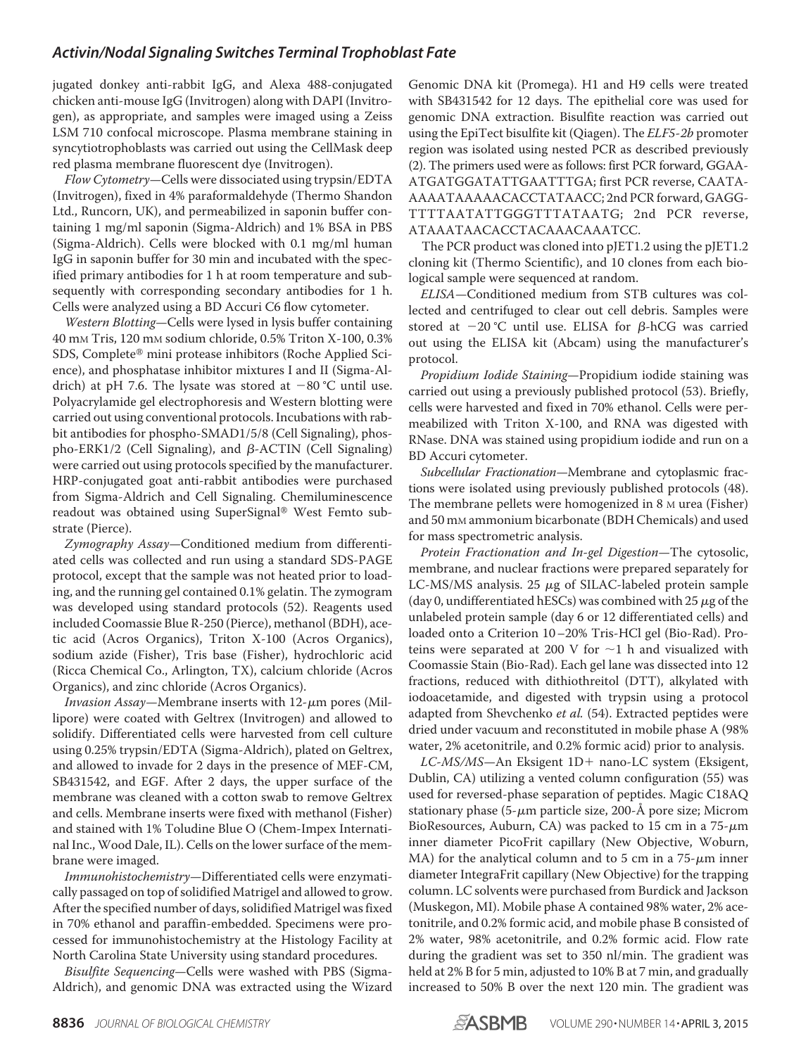jugated donkey anti-rabbit IgG, and Alexa 488-conjugated chicken anti-mouse IgG (Invitrogen) along with DAPI (Invitrogen), as appropriate, and samples were imaged using a Zeiss LSM 710 confocal microscope. Plasma membrane staining in syncytiotrophoblasts was carried out using the CellMask deep red plasma membrane fluorescent dye (Invitrogen).

*Flow Cytometry*—Cells were dissociated using trypsin/EDTA (Invitrogen), fixed in 4% paraformaldehyde (Thermo Shandon Ltd., Runcorn, UK), and permeabilized in saponin buffer containing 1 mg/ml saponin (Sigma-Aldrich) and 1% BSA in PBS (Sigma-Aldrich). Cells were blocked with 0.1 mg/ml human IgG in saponin buffer for 30 min and incubated with the specified primary antibodies for 1 h at room temperature and subsequently with corresponding secondary antibodies for 1 h. Cells were analyzed using a BD Accuri C6 flow cytometer.

*Western Blotting*—Cells were lysed in lysis buffer containing 40 mM Tris, 120 mM sodium chloride, 0.5% Triton X-100, 0.3% SDS, Complete® mini protease inhibitors (Roche Applied Science), and phosphatase inhibitor mixtures I and II (Sigma-Aldrich) at pH 7.6. The lysate was stored at −80 °C until use. Polyacrylamide gel electrophoresis and Western blotting were carried out using conventional protocols. Incubations with rabbit antibodies for phospho-SMAD1/5/8 (Cell Signaling), phospho-ERK1/2 (Cell Signaling), and β-ACTIN (Cell Signaling) were carried out using protocols specified by the manufacturer. HRP-conjugated goat anti-rabbit antibodies were purchased from Sigma-Aldrich and Cell Signaling. Chemiluminescence readout was obtained using SuperSignal® West Femto substrate (Pierce).

*Zymography Assay*—Conditioned medium from differentiated cells was collected and run using a standard SDS-PAGE protocol, except that the sample was not heated prior to loading, and the running gel contained 0.1% gelatin. The zymogram was developed using standard protocols (52). Reagents used included Coomassie Blue R-250 (Pierce), methanol (BDH), acetic acid (Acros Organics), Triton X-100 (Acros Organics), sodium azide (Fisher), Tris base (Fisher), hydrochloric acid (Ricca Chemical Co., Arlington, TX), calcium chloride (Acros Organics), and zinc chloride (Acros Organics).

*Invasion Assay*—Membrane inserts with 12-μm pores (Millipore) were coated with Geltrex (Invitrogen) and allowed to solidify. Differentiated cells were harvested from cell culture using 0.25% trypsin/EDTA (Sigma-Aldrich), plated on Geltrex, and allowed to invade for 2 days in the presence of MEF-CM, SB431542, and EGF. After 2 days, the upper surface of the membrane was cleaned with a cotton swab to remove Geltrex and cells. Membrane inserts were fixed with methanol (Fisher) and stained with 1% Toludine Blue O (Chem-Impex International Inc., Wood Dale, IL). Cells on the lower surface of the membrane were imaged.

*Immunohistochemistry*—Differentiated cells were enzymatically passaged on top of solidified Matrigel and allowed to grow. After the specified number of days, solidified Matrigel was fixed in 70% ethanol and paraffin-embedded. Specimens were processed for immunohistochemistry at the Histology Facility at North Carolina State University using standard procedures.

*Bisulfite Sequencing*—Cells were washed with PBS (Sigma-Aldrich), and genomic DNA was extracted using the Wizard Genomic DNA kit (Promega). H1 and H9 cells were treated with SB431542 for 12 days. The epithelial core was used for genomic DNA extraction. Bisulfite reaction was carried out using the EpiTect bisulfite kit (Qiagen). The *ELF5-2b* promoter region was isolated using nested PCR as described previously (2). The primers used were as follows: first PCR forward, GGAAATGATGGATATTGAATTTGA; first PCR reverse, CAATAAAAATAAAAACACCTATAACC; 2nd PCR forward, GAGGTTTTAATATTGGGTTTATAATG; 2nd PCR reverse, ATAAATAACACCTACAAACAAATCC.

The PCR product was cloned into pJET1.2 using the pJET1.2 cloning kit (Thermo Scientific), and 10 clones from each biological sample were sequenced at random.

*ELISA*—Conditioned medium from STB cultures was collected and centrifuged to clear out cell debris. Samples were stored at −20 °C until use. ELISA for β-hCG was carried out using the ELISA kit (Abcam) using the manufacturer's protocol.

*Propidium Iodide Staining*—Propidium iodide staining was carried out using a previously published protocol (53). Briefly, cells were harvested and fixed in 70% ethanol. Cells were permeabilized with Triton X-100, and RNA was digested with RNase. DNA was stained using propidium iodide and run on a BD Accuri cytometer.

*Subcellular Fractionation*—Membrane and cytoplasmic fractions were isolated using previously published protocols (48). The membrane pellets were homogenized in 8 M urea (Fisher) and 50 mM ammonium bicarbonate (BDH Chemicals) and used for mass spectrometric analysis.

*Protein Fractionation and In-gel Digestion*—The cytosolic, membrane, and nuclear fractions were prepared separately for LC-MS/MS analysis. 25 μg of SILAC-labeled protein sample (day 0, undifferentiated hESCs) was combined with 25 μg of the unlabeled protein sample (day 6 or 12 differentiated cells) and loaded onto a Criterion 10–20% Tris-HCl gel (Bio-Rad). Proteins were separated at 200 V for ~1 h and visualized with Coomassie Stain (Bio-Rad). Each gel lane was dissected into 12 fractions, reduced with dithiothreitol (DTT), alkylated with iodoacetamide, and digested with trypsin using a protocol adapted from Shevchenko *et al.* (54). Extracted peptides were dried under vacuum and reconstituted in mobile phase A (98% water, 2% acetonitrile, and 0.2% formic acid) prior to analysis.

*LC-MS/MS*—An Eksigent 1D+ nano-LC system (Eksigent, Dublin, CA) utilizing a vented column configuration (55) was used for reversed-phase separation of peptides. Magic C18AQ stationary phase (5-μm particle size, 200-Å pore size; Microm BioResources, Auburn, CA) was packed to 15 cm in a 75-μm inner diameter PicoFrit capillary (New Objective, Woburn, MA) for the analytical column and to 5 cm in a 75-μm inner diameter IntegraFrit capillary (New Objective) for the trapping column. LC solvents were purchased from Burdick and Jackson (Muskegon, MI). Mobile phase A contained 98% water, 2% acetonitrile, and 0.2% formic acid, and mobile phase B consisted of 2% water, 98% acetonitrile, and 0.2% formic acid. Flow rate during the gradient was set to 350 nl/min. The gradient was held at 2% B for 5 min, adjusted to 10% B at 7 min, and gradually increased to 50% B over the next 120 min. The gradient was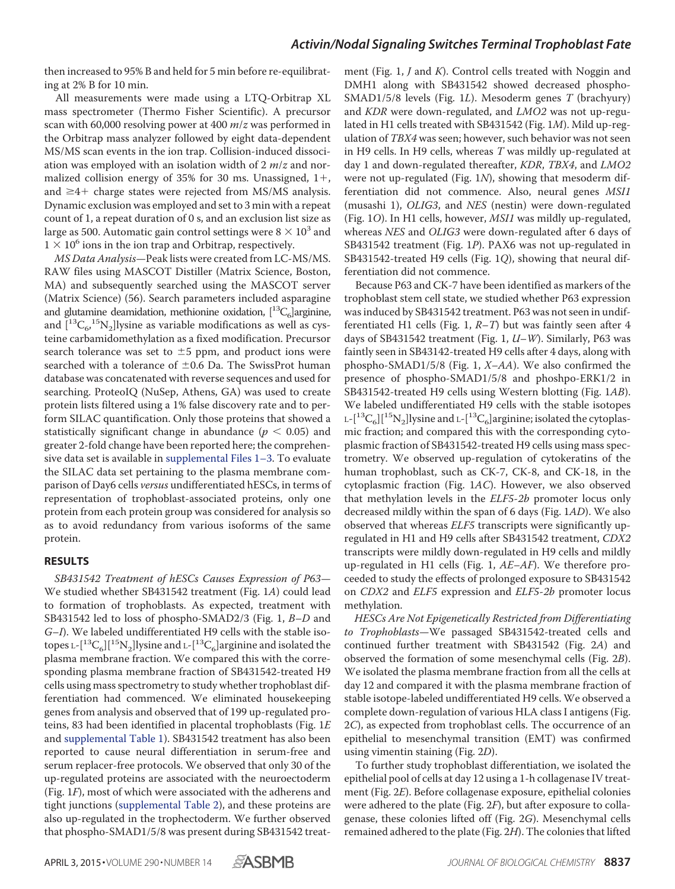then increased to 95% B and held for 5 min before re-equilibrating at 2% B for 10 min.

All measurements were made using a LTQ-Orbitrap XL mass spectrometer (Thermo Fisher Scientific). A precursor scan with 60,000 resolving power at 400 *m/z* was performed in the Orbitrap mass analyzer followed by eight data-dependent MS/MS scan events in the ion trap. Collision-induced dissociation was employed with an isolation width of 2 *m/z* and normalized collision energy of 35% for 30 ms. Unassigned, 1+, and ≥4+ charge states were rejected from MS/MS analysis. Dynamic exclusion was employed and set to 3 min with a repeat count of 1, a repeat duration of 0 s, and an exclusion list size as large as 500. Automatic gain control settings were $8 \times 10^3$ and $1 \times 10^6$ ions in the ion trap and Orbitrap, respectively.

*MS Data Analysis*—Peak lists were created from LC-MS/MS. RAW files using MASCOT Distiller (Matrix Science, Boston, MA) and subsequently searched using the MASCOT server (Matrix Science) (56). Search parameters included asparagine and glutamine deamidation, methionine oxidation, [$^{13}C_6$]arginine, and [$^{13}C_6$,$^{15}N_2$]lysine as variable modifications as well as cysteine carbamidomethylation as a fixed modification. Precursor search tolerance was set to ±5 ppm, and product ions were searched with a tolerance of ±0.6 Da. The SwissProt human database was concatenated with reverse sequences and used for searching. ProteoIQ (NuSep, Athens, GA) was used to create protein lists filtered using a 1% false discovery rate and to perform SILAC quantification. Only those proteins that showed a statistically significant change in abundance ($p < 0.05$) and greater 2-fold change have been reported here; the comprehensive data set is available in supplemental Files 1–3. To evaluate the SILAC data set pertaining to the plasma membrane comparison of Day6 cells *versus* undifferentiated hESCs, in terms of representation of trophoblast-associated proteins, only one protein from each protein group was considered for analysis so as to avoid redundancy from various isoforms of the same protein.

## RESULTS

*SB431542 Treatment of hESCs Causes Expression of P63*—We studied whether SB431542 treatment (Fig. 1*A*) could lead to formation of trophoblasts. As expected, treatment with SB431542 led to loss of phospho-SMAD2/3 (Fig. 1, *B–D* and *G–I*). We labeled undifferentiated H9 cells with the stable isotopes L-[$^{13}C_6$][$^{15}N_2$]lysine and L-[$^{13}C_6$]arginine and isolated the plasma membrane fraction. We compared this with the corresponding plasma membrane fraction of SB431542-treated H9 cells using mass spectrometry to study whether trophoblast differentiation had commenced. We eliminated housekeeping genes from analysis and observed that of 199 up-regulated proteins, 83 had been identified in placental trophoblasts (Fig. 1*E* and supplemental Table 1). SB431542 treatment has also been reported to cause neural differentiation in serum-free and serum replacer-free protocols. We observed that only 30 of the up-regulated proteins are associated with the neuroectoderm (Fig. 1*F*), most of which were associated with the adherens and tight junctions (supplemental Table 2), and these proteins are also up-regulated in the trophectoderm. We further observed that phospho-SMAD1/5/8 was present during SB431542 treatment (Fig. 1, *J* and *K*). Control cells treated with Noggin and DMH1 along with SB431542 showed decreased phospho-SMAD1/5/8 levels (Fig. 1*L*). Mesoderm genes *T* (brachyury) and *KDR* were down-regulated, and *LMO2* was not up-regulated in H1 cells treated with SB431542 (Fig. 1*M*). Mild up-regulation of *TBX4* was seen; however, such behavior was not seen in H9 cells. In H9 cells, whereas *T* was mildly up-regulated at day 1 and down-regulated thereafter, *KDR*, *TBX4*, and *LMO2* were not up-regulated (Fig. 1*N*), showing that mesoderm differentiation did not commence. Also, neural genes *MSI1* (musashi 1), *OLIG3*, and *NES* (nestin) were down-regulated (Fig. 1*O*). In H1 cells, however, *MSI1* was mildly up-regulated, whereas *NES* and *OLIG3* were down-regulated after 6 days of SB431542 treatment (Fig. 1*P*). PAX6 was not up-regulated in SB431542-treated H9 cells (Fig. 1*Q*), showing that neural differentiation did not commence.

Because P63 and CK-7 have been identified as markers of the trophoblast stem cell state, we studied whether P63 expression was induced by SB431542 treatment. P63 was not seen in undifferentiated H1 cells (Fig. 1, *R–T*) but was faintly seen after 4 days of SB431542 treatment (Fig. 1, *U–W*). Similarly, P63 was faintly seen in SB43142-treated H9 cells after 4 days, along with phospho-SMAD1/5/8 (Fig. 1, *X–AA*). We also confirmed the presence of phospho-SMAD1/5/8 and phshpo-ERK1/2 in SB431542-treated H9 cells using Western blotting (Fig. 1*AB*). We labeled undifferentiated H9 cells with the stable isotopes L-[$^{13}C_6$][$^{15}N_2$]lysine and L-[$^{13}C_6$]arginine; isolated the cytoplasmic fraction; and compared this with the corresponding cytoplasmic fraction of SB431542-treated H9 cells using mass spectrometry. We observed up-regulation of cytokeratins of the human trophoblast, such as CK-7, CK-8, and CK-18, in the cytoplasmic fraction (Fig. 1*AC*). However, we also observed that methylation levels in the *ELF5-2b* promoter locus only decreased mildly within the span of 6 days (Fig. 1*AD*). We also observed that whereas *ELF5* transcripts were significantly up-regulated in H1 and H9 cells after SB431542 treatment, *CDX2* transcripts were mildly down-regulated in H9 cells and mildly up-regulated in H1 cells (Fig. 1, *AE–AF*). We therefore proceeded to study the effects of prolonged exposure to SB431542 on *CDX2* and *ELF5* expression and *ELF5-2b* promoter locus methylation.

*HESCs Are Not Epigenetically Restricted from Differentiating to Trophoblasts*—We passaged SB431542-treated cells and continued further treatment with SB431542 (Fig. 2*A*) and observed the formation of some mesenchymal cells (Fig. 2*B*). We isolated the plasma membrane fraction from all the cells at day 12 and compared it with the plasma membrane fraction of stable isotope-labeled undifferentiated H9 cells. We observed a complete down-regulation of various HLA class I antigens (Fig. 2*C*), as expected from trophoblast cells. The occurrence of an epithelial to mesenchymal transition (EMT) was confirmed using vimentin staining (Fig. 2*D*).

To further study trophoblast differentiation, we isolated the epithelial pool of cells at day 12 using a 1-h collagenase IV treatment (Fig. 2*E*). Before collagenase exposure, epithelial colonies were adhered to the plate (Fig. 2*F*), but after exposure to collagenase, these colonies lifted off (Fig. 2*G*). Mesenchymal cells remained adhered to the plate (Fig. 2*H*). The colonies that lifted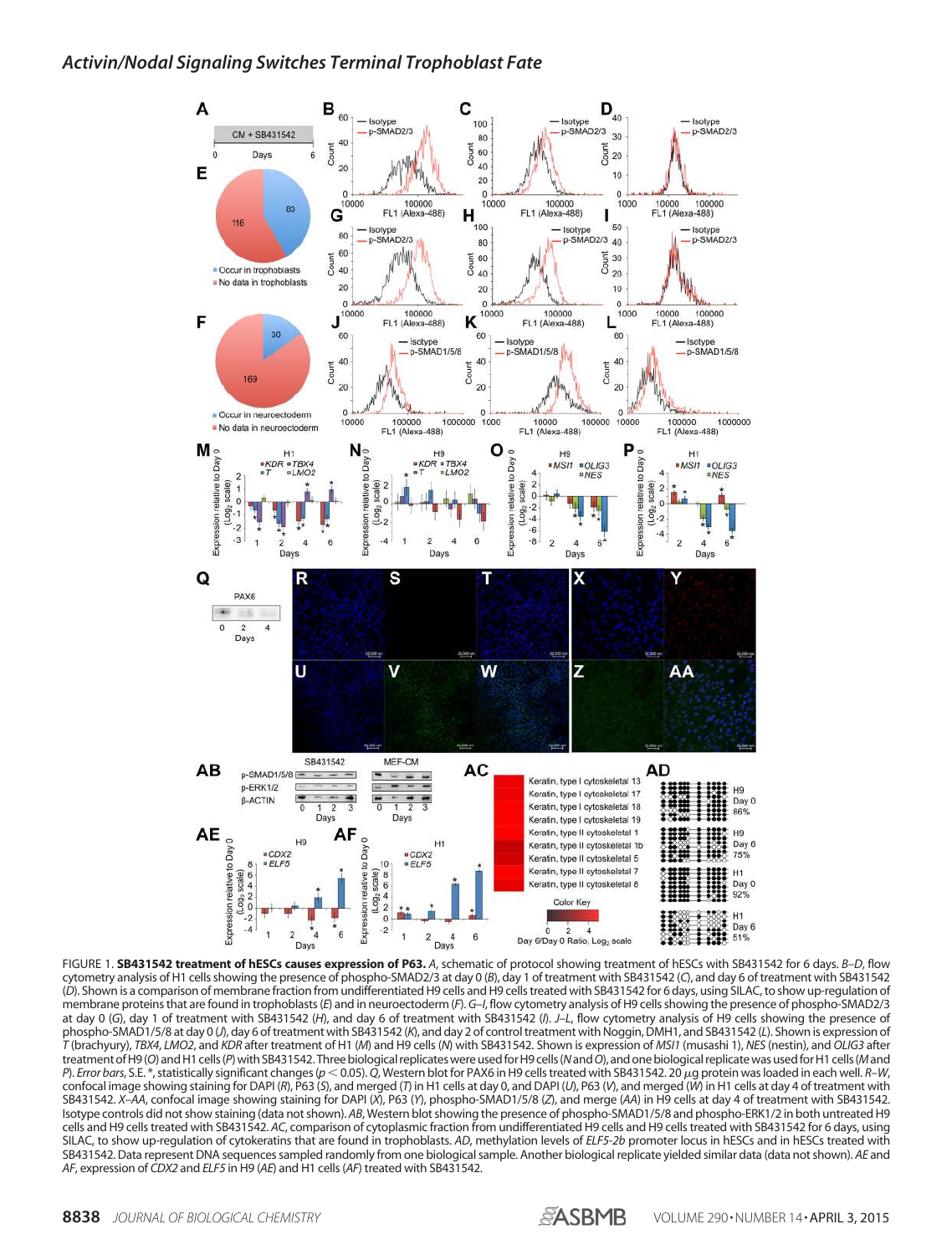FIGURE 1. **SB431542 treatment of hESCs causes expression of P63.** *A*, schematic of protocol showing treatment of hESCs with SB431542 for 6 days. *B–D*, flow cytometry analysis of H1 cells showing the presence of phospho-SMAD2/3 at day 0 (*B*), day 1 of treatment with SB431542 (*C*), and day 6 of treatment with SB431542 (*D*). Shown is a comparison of membrane fraction from undifferentiated H9 cells and H9 cells treated with SB431542 for 6 days, using SILAC, to show up-regulation of membrane proteins that are found in trophoblasts (*E*) and in neuroectoderm (*F*). *G–I*, flow cytometry analysis of H9 cells showing the presence of phospho-SMAD2/3 at day 0 (*G*), day 1 of treatment with SB431542 (*H*), and day 6 of treatment with SB431542 (*I*). *J–L*, flow cytometry analysis of H9 cells showing the presence of phospho-SMAD1/5/8 at day 0 (*J*), day 6 of treatment with SB431542 (*K*), and day 2 of control treatment with Noggin, DMH1, and SB431542 (*L*). Shown is expression of *T* (brachyury), *TBX4*, *LMO2*, and *KDR* after treatment of H1 (*M*) and H9 cells (*N*) with SB431542. Shown is expression of *MSI1* (musashi 1), *NES* (nestin), and *OLIG3* after treatment of H9 (*O*) and H1 cells (*P*) with SB431542. Three biological replicates were used for H9 cells (*N* and *O*), and one biological replicate was used for H1 cells (*M* and *P*). *Error bars*, S.E. *, statistically significant changes ($p < 0.05$). *Q*, Western blot for PAX6 in H9 cells treated with SB431542. 20 μg protein was loaded in each well. *R–W*, confocal image showing staining for DAPI (*R*), P63 (*S*), and merged (*T*) in H1 cells at day 0, and DAPI (*U*), P63 (*V*), and merged (*W*) in H1 cells at day 4 of treatment with SB431542. *X–AA*, confocal image showing staining for DAPI (*X*), P63 (*Y*), phospho-SMAD1/5/8 (*Z*), and merge (*AA*) in H9 cells at day 4 of treatment with SB431542. Isotype controls did not show staining (data not shown). *AB*, Western blot showing the presence of phospho-SMAD1/5/8 and phospho-ERK1/2 in both untreated H9 cells and H9 cells treated with SB431542. *AC*, comparison of cytoplasmic fraction from undifferentiated H9 cells and H9 cells treated with SB431542 for 6 days, using SILAC, to show up-regulation of cytokeratins that are found in trophoblasts. *AD*, methylation levels of *ELF5-2b* promoter locus in hESCs and in hESCs treated with SB431542. Data represent DNA sequences sampled randomly from one biological sample. Another biological replicate yielded similar data (data not shown). *AE* and *AF*, expression of *CDX2* and *ELF5* in H9 (*AE*) and H1 cells (*AF*) treated with SB431542.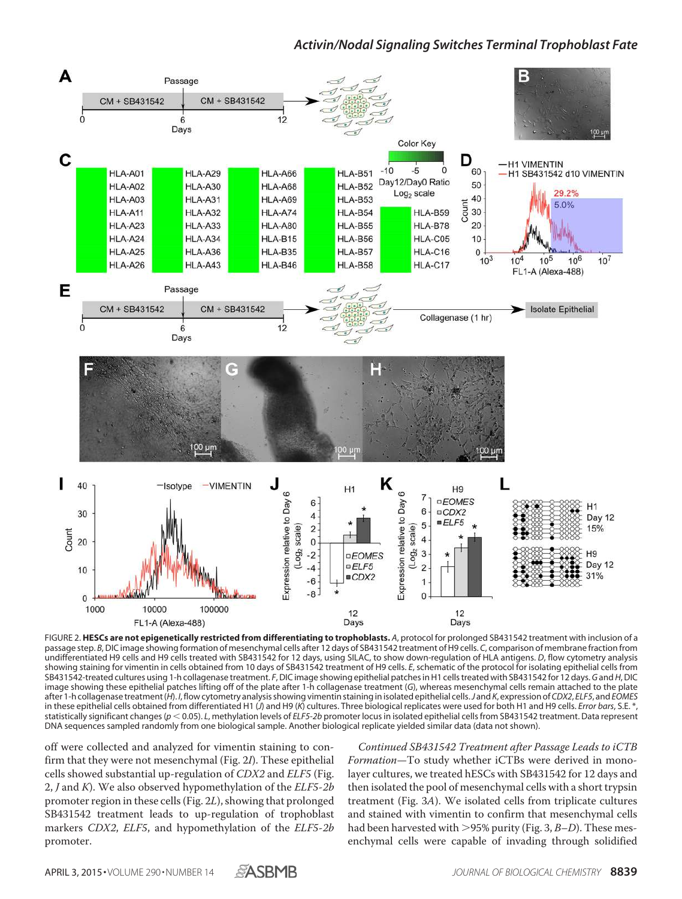A
Passage
CM + SB431542
CM + SB431542
0
6
12
Days

B
100 µm

C
Color Key
-10 -5 0
Day12/Day0 Ratio
Log2 scale

HLA-A01
HLA-A02
HLA-A03
HLA-A11
HLA-A23
HLA-A24
HLA-A25
HLA-A26
HLA-A29
HLA-A30
HLA-A31
HLA-A32
HLA-A33
HLA-A34
HLA-A36
HLA-A43
HLA-A66
HLA-A68
HLA-A69
HLA-A74
HLA-A80
HLA-B15
HLA-B35
HLA-B46
HLA-B51
HLA-B52
HLA-B53
HLA-B54
HLA-B55
HLA-B56
HLA-B57
HLA-B58
HLA-B59
HLA-B78
HLA-C05
HLA-C16
HLA-C17

D
—H1 VIMENTIN
—H1 SB431542 d10 VIMENTIN
29.2%
5.0%
Count
FL1-A (Alexa-488)

E
Passage
CM + SB431542
CM + SB431542
0
6
12
Days
Collagenase (1 hr)
Isolate Epithelial

F
100 µm
G
100 µm
H
100 µm

I
—Isotype —VIMENTIN
Count
FL1-A (Alexa-488)

J
H1
Expression relative to Day 6 (Log2 scale)
EOMES
ELF5
CDX2
12
Days

K
H9
Expression relative to Day 6 (Log2 scale)
EOMES
CDX2
ELF5
12
Days

L
H1 Day 12 15%
H9 Day 12 31%

FIGURE 2. **HESCs are not epigenetically restricted from differentiating to trophoblasts.** *A*, protocol for prolonged SB431542 treatment with inclusion of a passage step. *B*, DIC image showing formation of mesenchymal cells after 12 days of SB431542 treatment of H9 cells. *C*, comparison of membrane fraction from undifferentiated H9 cells and H9 cells treated with SB431542 for 12 days, using SILAC, to show down-regulation of HLA antigens. *D*, flow cytometry analysis showing staining for vimentin in cells obtained from 10 days of SB431542 treatment of H9 cells. *E*, schematic of the protocol for isolating epithelial cells from SB431542-treated cultures using 1-h collagenase treatment. *F*, DIC image showing epithelial patches in H1 cells treated with SB431542 for 12 days. *G* and *H*, DIC image showing these epithelial patches lifting off of the plate after 1-h collagenase treatment (*G*), whereas mesenchymal cells remain attached to the plate after 1-h collagenase treatment (*H*). *I*, flow cytometry analysis showing vimentin staining in isolated epithelial cells. *J* and *K*, expression of *CDX2*, *ELF5*, and *EOMES* in these epithelial cells obtained from differentiated H1 (*J*) and H9 (*K*) cultures. Three biological replicates were used for both H1 and H9 cells. *Error bars*, S.E. *, statistically significant changes ($p < 0.05$). *L*, methylation levels of *ELF5-2b* promoter locus in isolated epithelial cells from SB431542 treatment. Data represent DNA sequences sampled randomly from one biological sample. Another biological replicate yielded similar data (data not shown).

off were collected and analyzed for vimentin staining to confirm that they were not mesenchymal (Fig. 2*I*). These epithelial cells showed substantial up-regulation of *CDX2* and *ELF5* (Fig. 2, *J* and *K*). We also observed hypomethylation of the *ELF5-2b* promoter region in these cells (Fig. 2*L*), showing that prolonged SB431542 treatment leads to up-regulation of trophoblast markers *CDX2*, *ELF5*, and hypomethylation of the *ELF5-2b* promoter.

*Continued SB431542 Treatment after Passage Leads to iCTB Formation*—To study whether iCTBs were derived in monolayer cultures, we treated hESCs with SB431542 for 12 days and then isolated the pool of mesenchymal cells with a short trypsin treatment (Fig. 3*A*). We isolated cells from triplicate cultures and stained with vimentin to confirm that mesenchymal cells had been harvested with >95% purity (Fig. 3, *B–D*). These mesenchymal cells were capable of invading through solidified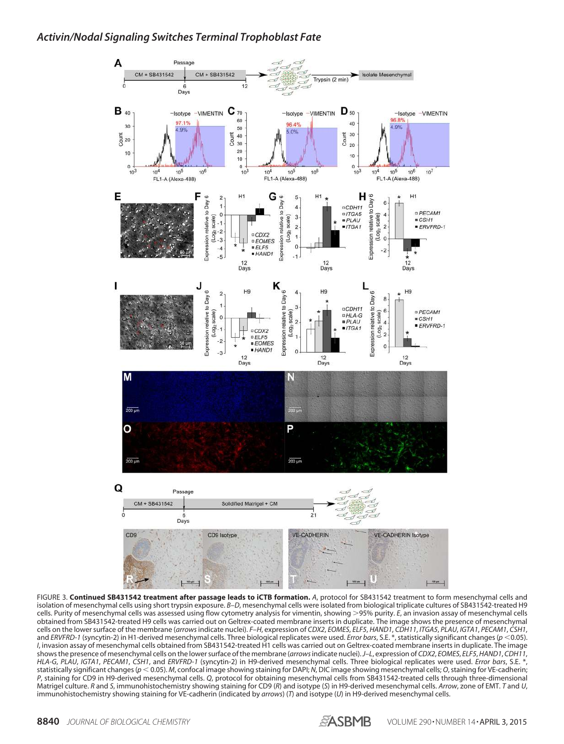A Passage
CM + SB431542 CM + SB431542
0 6 Days 12
Trypsin (2 min)
Isolate Mesenchymal

B
Isotype VIMENTIN
97.1%
4.9%
Count
FL1-A (Alexa-488)

C
Isotype VIMENTIN
96.4%
5.0%
Count
FL1-A (Alexa-488)

D
Isotype VIMENTIN
96.8%
4.0%
Count
FL1-A (Alexa-488)

E
50 µm

F
H1
Expression relative to Day 6 (Log2 scale)
CDX2
EOMES
ELF5
HAND1
12 Days

G
H1
Expression relative to Day 6 (Log2 scale)
CDH11
ITGA5
PLAU
ITGA1
12 Days

H
H1
Expression relative to Day 6 (Log2 scale)
PECAM1
CSH1
ERVFRD-1
12 Days

I
50 µm

J
H9
Expression relative to Day 6 (Log2 scale)
CDX2
ELF5
EOMES
HAND1
12 Days

K
H9
Expression relative to Day 6 (Log2 scale)
CDH11
HLA-G
PLAU
ITGA1
12 Days

L
H9
Expression relative to Day 6 (Log2 scale)
PECAM1
CSH1
ERVFRD-1
12 Days

M
200 µm
N
200 µm
O
200 µm
P
200 µm

Q Passage
CM + SB431542 Solidified Matrigel + CM
0 6 Days 21

CD9
CD9 Isotype
VE-CADHERIN
VE-CADHERIN Isotype
R S T U

FIGURE 3. **Continued SB431542 treatment after passage leads to iCTB formation.** *A*, protocol for SB431542 treatment to form mesenchymal cells and isolation of mesenchymal cells using short trypsin exposure. *B–D*, mesenchymal cells were isolated from biological triplicate cultures of SB431542-treated H9 cells. Purity of mesenchymal cells was assessed using flow cytometry analysis for vimentin, showing >95% purity. *E*, an invasion assay of mesenchymal cells obtained from SB431542-treated H9 cells was carried out on Geltrex-coated membrane inserts in duplicate. The image shows the presence of mesenchymal cells on the lower surface of the membrane (*arrows* indicate nuclei). *F–H*, expression of *CDX2*, *EOMES*, *ELF5*, *HAND1*, *CDH11*, *ITGA5*, *PLAU*, *IGTA1*, *PECAM1*, *CSH1*, and *ERVFRD-1* (syncytin-2) in H1-derived mesenchymal cells. Three biological replicates were used. *Error bars*, S.E. *, statistically significant changes ($p < 0.05$). *I*, invasion assay of mesenchymal cells obtained from SB431542-treated H1 cells was carried out on Geltrex-coated membrane inserts in duplicate. The image shows the presence of mesenchymal cells on the lower surface of the membrane (*arrows* indicate nuclei). *J–L*, expression of *CDX2*, *EOMES*, *ELF5*, *HAND1*, *CDH11*, *HLA-G*, *PLAU*, *IGTA1*, *PECAM1*, *CSH1*, and *ERVFRD-1* (syncytin-2) in H9-derived mesenchymal cells. Three biological replicates were used. *Error bars*, S.E. *, statistically significant changes ($p < 0.05$). *M*, confocal image showing staining for DAPI; *N*, DIC image showing mesenchymal cells; *O*, staining for VE-cadherin; *P*, staining for CD9 in H9-derived mesenchymal cells. *Q*, protocol for obtaining mesenchymal cells from SB431542-treated cells through three-dimensional Matrigel culture. *R* and *S*, immunohistochemistry showing staining for CD9 (*R*) and isotype (*S*) in H9-derived mesenchymal cells. *Arrow*, zone of EMT. *T* and *U*, immunohistochemistry showing staining for VE-cadherin (indicated by *arrows*) (*T*) and isotype (*U*) in H9-derived mesenchymal cells.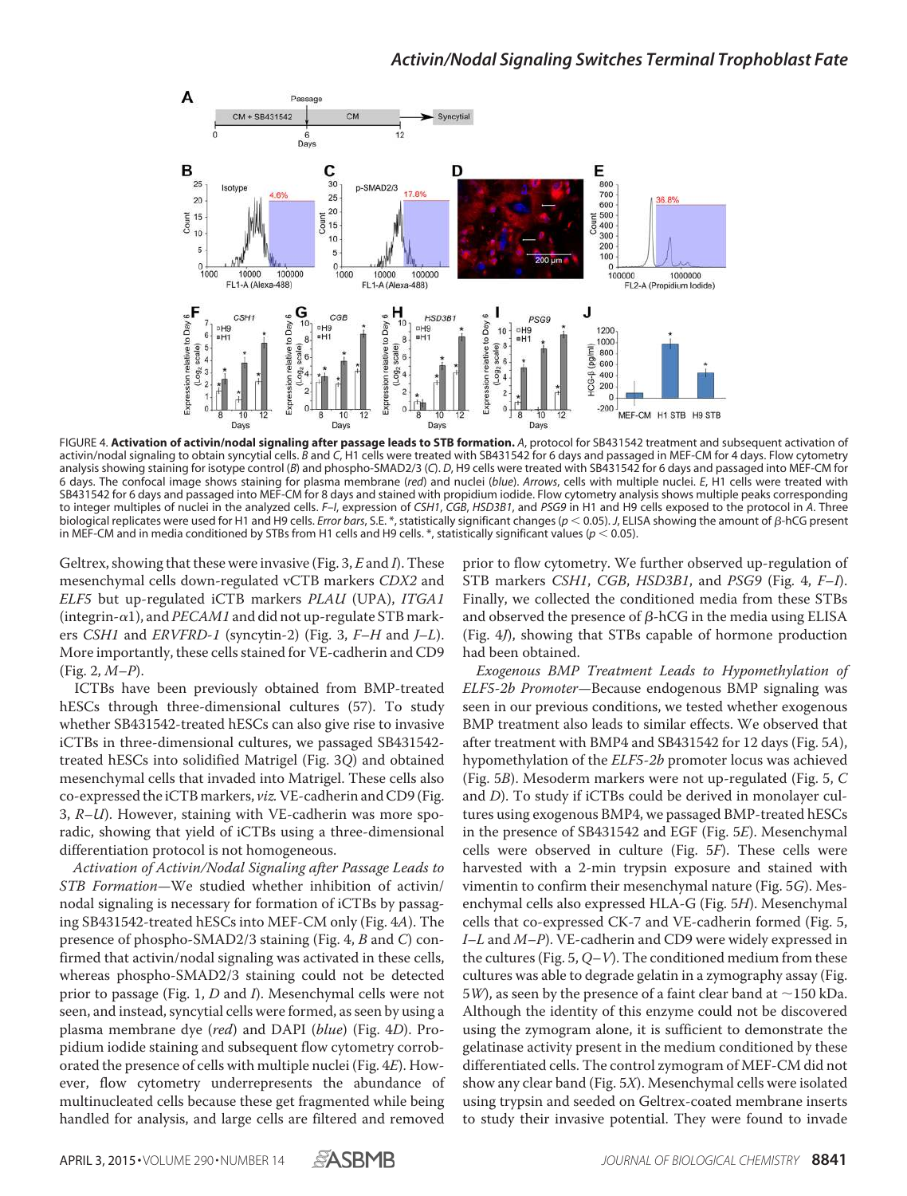A

Passage

CM + SB431542

CM

Syncytial

0

6

12

Days

B

Isotype

4.6%

Count

FL1-A (Alexa-488)

C

p-SMAD2/3

17.8%

Count

FL1-A (Alexa-488)

D

200 μm

E

36.8%

Count

FL2-A (Propidium Iodide)

F

CSH1

□H9

■H1

Expression relative to Day 6 (Log₂ scale)

Days

G

CGB

H

HSD3B1

I

PSG9

J

HCG-β (pg/ml)

MEF-CM

H1 STB

H9 STB

FIGURE 4. **Activation of activin/nodal signaling after passage leads to STB formation.** *A*, protocol for SB431542 treatment and subsequent activation of activin/nodal signaling to obtain syncytial cells. *B* and *C*, H1 cells were treated with SB431542 for 6 days and passaged in MEF-CM for 4 days. Flow cytometry analysis showing staining for isotype control (*B*) and phospho-SMAD2/3 (*C*). *D*, H9 cells were treated with SB431542 for 6 days and passaged into MEF-CM for 6 days. The confocal image shows staining for plasma membrane (*red*) and nuclei (*blue*). *Arrows*, cells with multiple nuclei. *E*, H1 cells were treated with SB431542 for 8 days and passaged into MEF-CM for 8 days and stained with propidium iodide. Flow cytometry analysis shows multiple peaks corresponding to integer multiples of nuclei in the analyzed cells. *F–I*, expression of *CSH1*, *CGB*, *HSD3B1*, and *PSG9* in H1 and H9 cells exposed to the protocol in *A*. Three biological replicates were used for H1 and H9 cells. *Error bars*, S.E. *, statistically significant changes ($p < 0.05$). *J*, ELISA showing the amount of β-hCG present in MEF-CM and in media conditioned by STBs from H1 cells and H9 cells. *, statistically significant values ($p < 0.05$).

Geltrex, showing that these were invasive (Fig. 3, *E* and *I*). These mesenchymal cells down-regulated vCTB markers *CDX2* and *ELF5* but up-regulated iCTB markers *PLAU* (UPA), *ITGA1* (integrin-α1), and *PECAM1* and did not up-regulate STB markers *CSH1* and *ERVFRD-1* (syncytin-2) (Fig. 3, *F–H* and *J–L*). More importantly, these cells stained for VE-cadherin and CD9 (Fig. 2, *M–P*).

ICTBs have been previously obtained from BMP-treated hESCs through three-dimensional cultures (57). To study whether SB431542-treated hESCs can also give rise to invasive iCTBs in three-dimensional cultures, we passaged SB431542-treated hESCs into solidified Matrigel (Fig. 3*Q*) and obtained mesenchymal cells that invaded into Matrigel. These cells also co-expressed the iCTB markers, *viz.* VE-cadherin and CD9 (Fig. 3, *R–U*). However, staining with VE-cadherin was more sporadic, showing that yield of iCTBs using a three-dimensional differentiation protocol is not homogeneous.

*Activation of Activin/Nodal Signaling after Passage Leads to STB Formation*—We studied whether inhibition of activin/nodal signaling is necessary for formation of iCTBs by passaging SB431542-treated hESCs into MEF-CM only (Fig. 4*A*). The presence of phospho-SMAD2/3 staining (Fig. 4, *B* and *C*) confirmed that activin/nodal signaling was activated in these cells, whereas phospho-SMAD2/3 staining could not be detected prior to passage (Fig. 1, *D* and *I*). Mesenchymal cells were not seen, and instead, syncytial cells were formed, as seen by using a plasma membrane dye (*red*) and DAPI (*blue*) (Fig. 4*D*). Propidium iodide staining and subsequent flow cytometry corroborated the presence of cells with multiple nuclei (Fig. 4*E*). However, flow cytometry underrepresents the abundance of multinucleated cells because these get fragmented while being handled for analysis, and large cells are filtered and removed prior to flow cytometry. We further observed up-regulation of STB markers *CSH1*, *CGB*, *HSD3B1*, and *PSG9* (Fig. 4, *F–I*). Finally, we collected the conditioned media from these STBs and observed the presence of β-hCG in the media using ELISA (Fig. 4*J*), showing that STBs capable of hormone production had been obtained.

*Exogenous BMP Treatment Leads to Hypomethylation of ELF5-2b Promoter*—Because endogenous BMP signaling was seen in our previous conditions, we tested whether exogenous BMP treatment also leads to similar effects. We observed that after treatment with BMP4 and SB431542 for 12 days (Fig. 5*A*), hypomethylation of the *ELF5-2b* promoter locus was achieved (Fig. 5*B*). Mesoderm markers were not up-regulated (Fig. 5, *C* and *D*). To study if iCTBs could be derived in monolayer cultures using exogenous BMP4, we passaged BMP-treated hESCs in the presence of SB431542 and EGF (Fig. 5*E*). Mesenchymal cells were observed in culture (Fig. 5*F*). These cells were harvested with a 2-min trypsin exposure and stained with vimentin to confirm their mesenchymal nature (Fig. 5*G*). Mesenchymal cells also expressed HLA-G (Fig. 5*H*). Mesenchymal cells that co-expressed CK-7 and VE-cadherin formed (Fig. 5, *I–L* and *M–P*). VE-cadherin and CD9 were widely expressed in the cultures (Fig. 5, *Q–V*). The conditioned medium from these cultures was able to degrade gelatin in a zymography assay (Fig. 5*W*), as seen by the presence of a faint clear band at ~150 kDa. Although the identity of this enzyme could not be discovered using the zymogram alone, it is sufficient to demonstrate the gelatinase activity present in the medium conditioned by these differentiated cells. The control zymogram of MEF-CM did not show any clear band (Fig. 5*X*). Mesenchymal cells were isolated using trypsin and seeded on Geltrex-coated membrane inserts to study their invasive potential. They were found to invade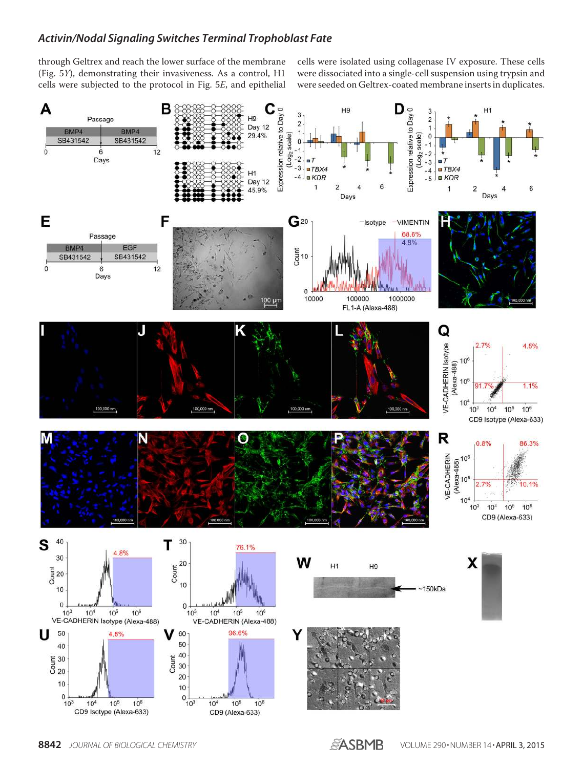through Geltrex and reach the lower surface of the membrane (Fig. 5*Y*), demonstrating their invasiveness. As a control, H1 cells were subjected to the protocol in Fig. 5*E*, and epithelial cells were isolated using collagenase IV exposure. These cells were dissociated into a single-cell suspension using trypsin and were seeded on Geltrex-coated membrane inserts in duplicates.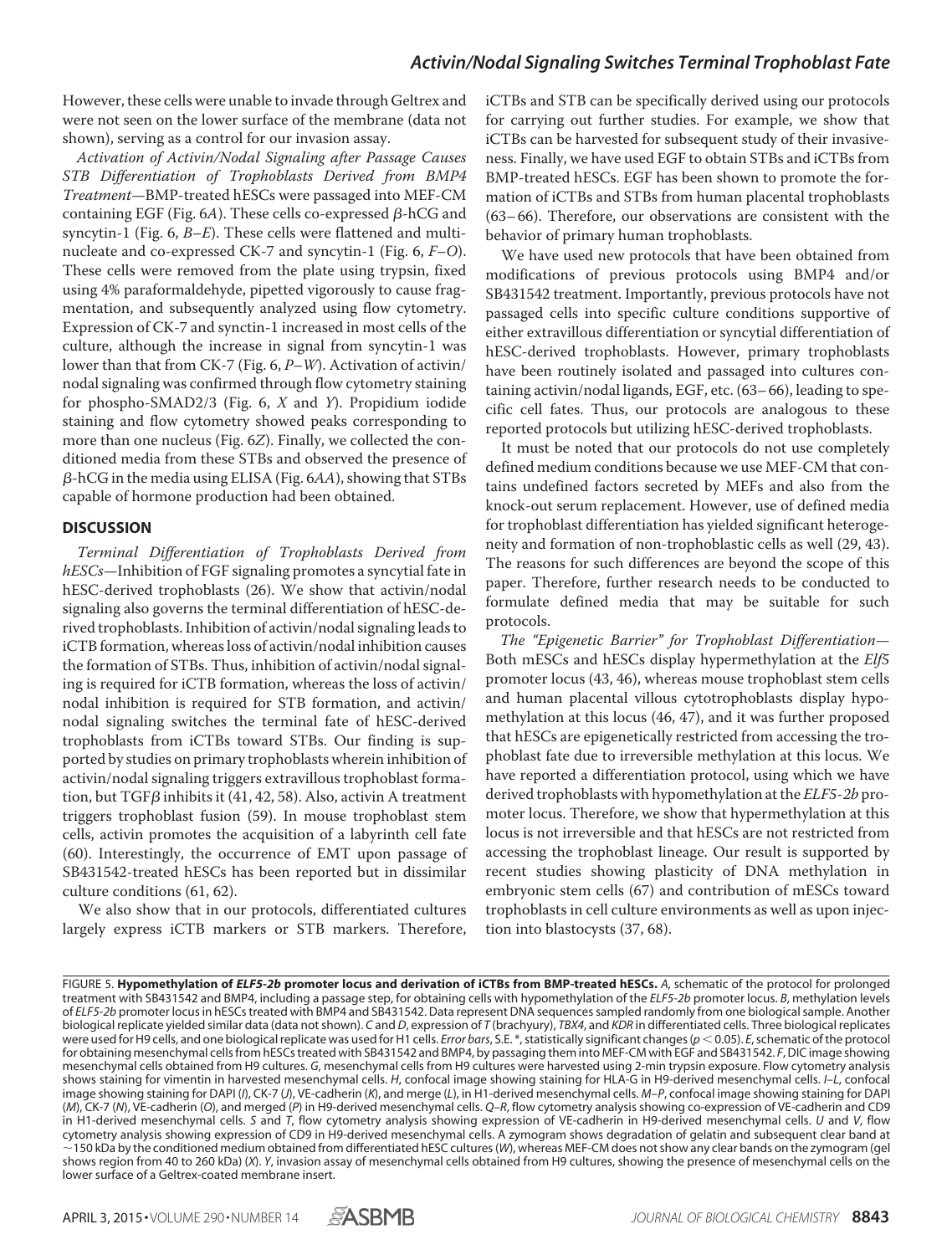However, these cells were unable to invade through Geltrex and were not seen on the lower surface of the membrane (data not shown), serving as a control for our invasion assay.

*Activation of Activin/Nodal Signaling after Passage Causes STB Differentiation of Trophoblasts Derived from BMP4 Treatment*—BMP-treated hESCs were passaged into MEF-CM containing EGF (Fig. 6*A*). These cells co-expressed β-hCG and syncytin-1 (Fig. 6, *B–E*). These cells were flattened and multinucleate and co-expressed CK-7 and syncytin-1 (Fig. 6, *F–O*). These cells were removed from the plate using trypsin, fixed using 4% paraformaldehyde, pipetted vigorously to cause fragmentation, and subsequently analyzed using flow cytometry. Expression of CK-7 and synctin-1 increased in most cells of the culture, although the increase in signal from syncytin-1 was lower than that from CK-7 (Fig. 6, *P–W*). Activation of activin/nodal signaling was confirmed through flow cytometry staining for phospho-SMAD2/3 (Fig. 6, *X* and *Y*). Propidium iodide staining and flow cytometry showed peaks corresponding to more than one nucleus (Fig. 6*Z*). Finally, we collected the conditioned media from these STBs and observed the presence of β-hCG in the media using ELISA (Fig. 6*AA*), showing that STBs capable of hormone production had been obtained.

## DISCUSSION

*Terminal Differentiation of Trophoblasts Derived from hESCs*—Inhibition of FGF signaling promotes a syncytial fate in hESC-derived trophoblasts (26). We show that activin/nodal signaling also governs the terminal differentiation of hESC-derived trophoblasts. Inhibition of activin/nodal signaling leads to iCTB formation, whereas loss of activin/nodal inhibition causes the formation of STBs. Thus, inhibition of activin/nodal signaling is required for iCTB formation, whereas the loss of activin/nodal inhibition is required for STB formation, and activin/nodal signaling switches the terminal fate of hESC-derived trophoblasts from iCTBs toward STBs. Our finding is supported by studies on primary trophoblasts wherein inhibition of activin/nodal signaling triggers extravillous trophoblast formation, but TGFβ inhibits it (41, 42, 58). Also, activin A treatment triggers trophoblast fusion (59). In mouse trophoblast stem cells, activin promotes the acquisition of a labyrinth cell fate (60). Interestingly, the occurrence of EMT upon passage of SB431542-treated hESCs has been reported but in dissimilar culture conditions (61, 62).

We also show that in our protocols, differentiated cultures largely express iCTB markers or STB markers. Therefore, iCTBs and STB can be specifically derived using our protocols for carrying out further studies. For example, we show that iCTBs can be harvested for subsequent study of their invasiveness. Finally, we have used EGF to obtain STBs and iCTBs from BMP-treated hESCs. EGF has been shown to promote the formation of iCTBs and STBs from human placental trophoblasts (63–66). Therefore, our observations are consistent with the behavior of primary human trophoblasts.

We have used new protocols that have been obtained from modifications of previous protocols using BMP4 and/or SB431542 treatment. Importantly, previous protocols have not passaged cells into specific culture conditions supportive of either extravillous differentiation or syncytial differentiation of hESC-derived trophoblasts. However, primary trophoblasts have been routinely isolated and passaged into cultures containing activin/nodal ligands, EGF, etc. (63–66), leading to specific cell fates. Thus, our protocols are analogous to these reported protocols but utilizing hESC-derived trophoblasts.

It must be noted that our protocols do not use completely defined medium conditions because we use MEF-CM that contains undefined factors secreted by MEFs and also from the knock-out serum replacement. However, use of defined media for trophoblast differentiation has yielded significant heterogeneity and formation of non-trophoblastic cells as well (29, 43). The reasons for such differences are beyond the scope of this paper. Therefore, further research needs to be conducted to formulate defined media that may be suitable for such protocols.

*The "Epigenetic Barrier" for Trophoblast Differentiation*—Both mESCs and hESCs display hypermethylation at the *Elf5* promoter locus (43, 46), whereas mouse trophoblast stem cells and human placental villous cytotrophoblasts display hypomethylation at this locus (46, 47), and it was further proposed that hESCs are epigenetically restricted from accessing the trophoblast fate due to irreversible methylation at this locus. We have reported a differentiation protocol, using which we have derived trophoblasts with hypomethylation at the *ELF5-2b* promoter locus. Therefore, we show that hypermethylation at this locus is not irreversible and that hESCs are not restricted from accessing the trophoblast lineage. Our result is supported by recent studies showing plasticity of DNA methylation in embryonic stem cells (67) and contribution of mESCs toward trophoblasts in cell culture environments as well as upon injection into blastocysts (37, 68).

FIGURE 5. **Hypomethylation of *ELF5-2b* promoter locus and derivation of iCTBs from BMP-treated hESCs.** *A*, schematic of the protocol for prolonged treatment with SB431542 and BMP4, including a passage step, for obtaining cells with hypomethylation of the *ELF5-2b* promoter locus. *B*, methylation levels of *ELF5-2b* promoter locus in hESCs treated with BMP4 and SB431542. Data represent DNA sequences sampled randomly from one biological sample. Another biological replicate yielded similar data (data not shown). *C* and *D*, expression of *T* (brachyury), *TBX4*, and *KDR* in differentiated cells. Three biological replicates were used for H9 cells, and one biological replicate was used for H1 cells. *Error bars*, S.E. *, statistically significant changes ($p < 0.05$). *E*, schematic of the protocol for obtaining mesenchymal cells from hESCs treated with SB431542 and BMP4, by passaging them into MEF-CM with EGF and SB431542. *F*, DIC image showing mesenchymal cells obtained from H9 cultures. *G*, mesenchymal cells from H9 cultures were harvested using 2-min trypsin exposure. Flow cytometry analysis shows staining for vimentin in harvested mesenchymal cells. *H*, confocal image showing staining for HLA-G in H9-derived mesenchymal cells. *I–L*, confocal image showing staining for DAPI (*I*), CK-7 (*J*), VE-cadherin (*K*), and merge (*L*), in H1-derived mesenchymal cells. *M–P*, confocal image showing staining for DAPI (*M*), CK-7 (*N*), VE-cadherin (*O*), and merged (*P*) in H9-derived mesenchymal cells. *Q–R*, flow cytometry analysis showing co-expression of VE-cadherin and CD9 in H1-derived mesenchymal cells. *S* and *T*, flow cytometry analysis showing expression of VE-cadherin in H9-derived mesenchymal cells. *U* and *V*, flow cytometry analysis showing expression of CD9 in H9-derived mesenchymal cells. A zymogram shows degradation of gelatin and subsequent clear band at ~150 kDa by the conditioned medium obtained from differentiated hESC cultures (*W*), whereas MEF-CM does not show any clear bands on the zymogram (gel shows region from 40 to 260 kDa) (*X*). *Y*, invasion assay of mesenchymal cells obtained from H9 cultures, showing the presence of mesenchymal cells on the lower surface of a Geltrex-coated membrane insert.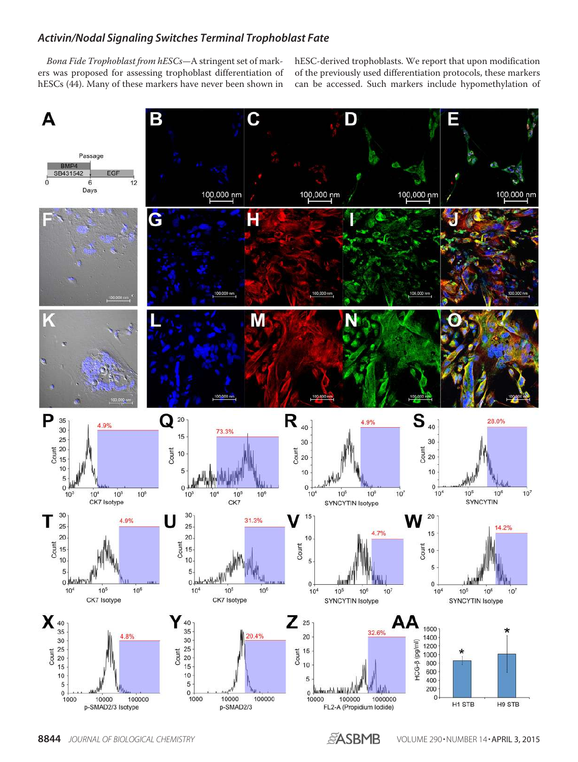*Bona Fide Trophoblast from hESCs*—A stringent set of markers was proposed for assessing trophoblast differentiation of hESCs (44). Many of these markers have never been shown in hESC-derived trophoblasts. We report that upon modification of the previously used differentiation protocols, these markers can be accessed. Such markers include hypomethylation of

A
Passage
BMP4
SB431542
EGF
0
6
12
Days

B
100,000 nm
C
100,000 nm
D
100,000 nm
E
100,000 nm

F
100,000 nm
G
100,000 nm
H
100,000 nm
I
100,000 nm
J
100,000 nm

K
100,000 nm
L
100,000 nm
M
100,000 nm
N
100,000 nm
O
100,000 nm

P
Count
CK7 Isotype
4.9%

Q
Count
CK7
73.3%

R
Count
SYNCYTIN Isotype
4.9%

S
Count
SYNCYTIN
28.0%

T
Count
CK7 Isotype
4.9%

U
Count
CK7 Isotype
31.3%

V
Count
SYNCYTIN Isotype
4.7%

W
Count
SYNCYTIN Isotype
14.2%

X
Count
p-SMAD2/3 Isotype
4.8%

Y
Count
p-SMAD2/3
20.4%

Z
Count
FL2-A (Propidium Iodide)
32.6%

AA
HCG-β (pg/ml)
H1 STB
H9 STB
*
*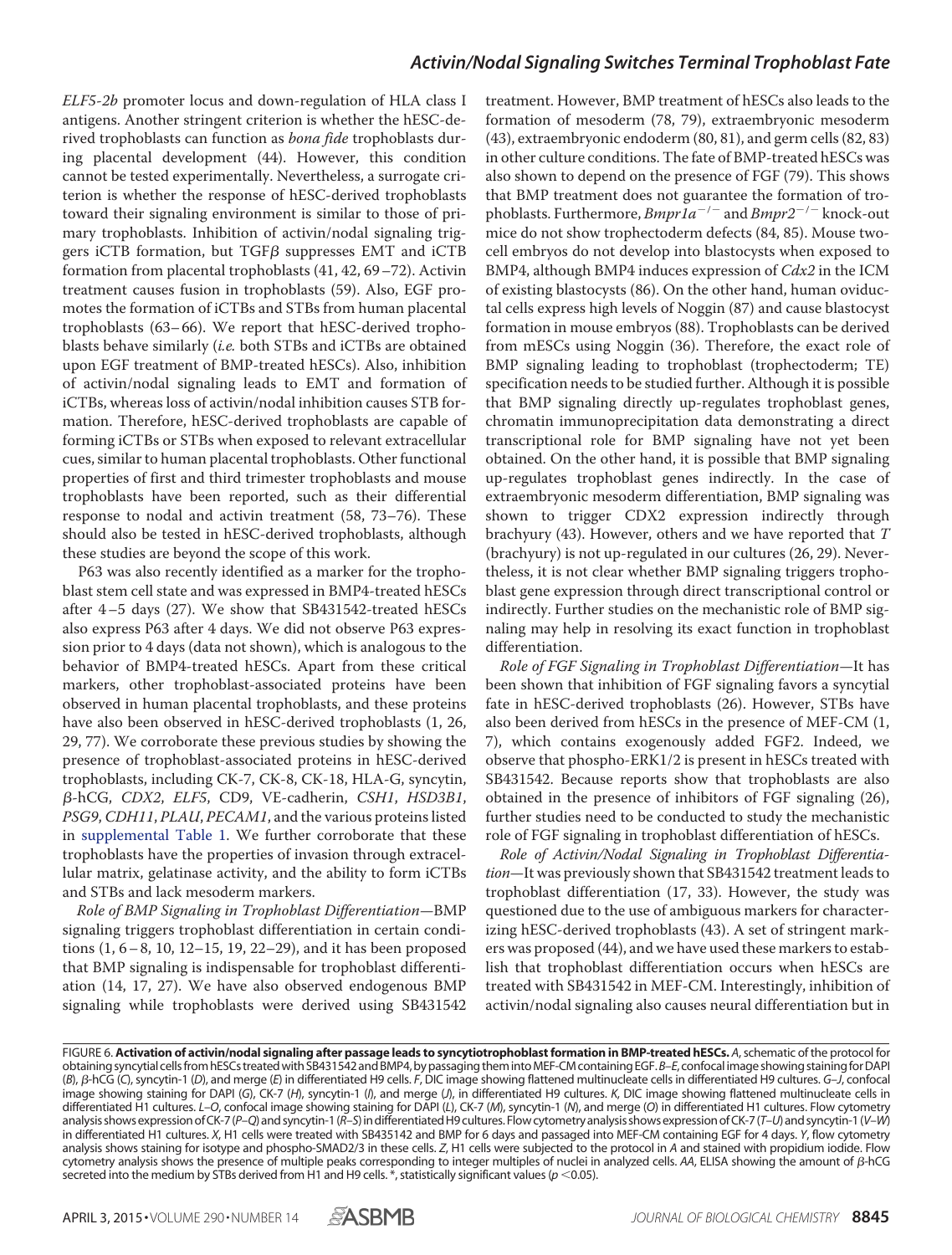*ELF5-2b* promoter locus and down-regulation of HLA class I antigens. Another stringent criterion is whether the hESC-derived trophoblasts can function as *bona fide* trophoblasts during placental development (44). However, this condition cannot be tested experimentally. Nevertheless, a surrogate criterion is whether the response of hESC-derived trophoblasts toward their signaling environment is similar to those of primary trophoblasts. Inhibition of activin/nodal signaling triggers iCTB formation, but TGFβ suppresses EMT and iCTB formation from placental trophoblasts (41, 42, 69–72). Activin treatment causes fusion in trophoblasts (59). Also, EGF promotes the formation of iCTBs and STBs from human placental trophoblasts (63–66). We report that hESC-derived trophoblasts behave similarly (*i.e.* both STBs and iCTBs are obtained upon EGF treatment of BMP-treated hESCs). Also, inhibition of activin/nodal signaling leads to EMT and formation of iCTBs, whereas loss of activin/nodal inhibition causes STB formation. Therefore, hESC-derived trophoblasts are capable of forming iCTBs or STBs when exposed to relevant extracellular cues, similar to human placental trophoblasts. Other functional properties of first and third trimester trophoblasts and mouse trophoblasts have been reported, such as their differential response to nodal and activin treatment (58, 73–76). These should also be tested in hESC-derived trophoblasts, although these studies are beyond the scope of this work.

P63 was also recently identified as a marker for the trophoblast stem cell state and was expressed in BMP4-treated hESCs after 4–5 days (27). We show that SB431542-treated hESCs also express P63 after 4 days. We did not observe P63 expression prior to 4 days (data not shown), which is analogous to the behavior of BMP4-treated hESCs. Apart from these critical markers, other trophoblast-associated proteins have been observed in human placental trophoblasts, and these proteins have also been observed in hESC-derived trophoblasts (1, 26, 29, 77). We corroborate these previous studies by showing the presence of trophoblast-associated proteins in hESC-derived trophoblasts, including CK-7, CK-8, CK-18, HLA-G, syncytin, β-hCG, *CDX2*, *ELF5*, CD9, VE-cadherin, *CSH1*, *HSD3B1*, *PSG9*, *CDH11*, *PLAU*, *PECAM1*, and the various proteins listed in supplemental Table 1. We further corroborate that these trophoblasts have the properties of invasion through extracellular matrix, gelatinase activity, and the ability to form iCTBs and STBs and lack mesoderm markers.

*Role of BMP Signaling in Trophoblast Differentiation*—BMP signaling triggers trophoblast differentiation in certain conditions (1, 6–8, 10, 12–15, 19, 22–29), and it has been proposed that BMP signaling is indispensable for trophoblast differentiation (14, 17, 27). We have also observed endogenous BMP signaling while trophoblasts were derived using SB431542 treatment. However, BMP treatment of hESCs also leads to the formation of mesoderm (78, 79), extraembryonic mesoderm (43), extraembryonic endoderm (80, 81), and germ cells (82, 83) in other culture conditions. The fate of BMP-treated hESCs was also shown to depend on the presence of FGF (79). This shows that BMP treatment does not guarantee the formation of trophoblasts. Furthermore, *Bmpr1a*$^{-/-}$ and *Bmpr2*$^{-/-}$ knock-out mice do not show trophectoderm defects (84, 85). Mouse two-cell embryos do not develop into blastocysts when exposed to BMP4, although BMP4 induces expression of *Cdx2* in the ICM of existing blastocysts (86). On the other hand, human oviductal cells express high levels of Noggin (87) and cause blastocyst formation in mouse embryos (88). Trophoblasts can be derived from mESCs using Noggin (36). Therefore, the exact role of BMP signaling leading to trophoblast (trophectoderm; TE) specification needs to be studied further. Although it is possible that BMP signaling directly up-regulates trophoblast genes, chromatin immunoprecipitation data demonstrating a direct transcriptional role for BMP signaling have not yet been obtained. On the other hand, it is possible that BMP signaling up-regulates trophoblast genes indirectly. In the case of extraembryonic mesoderm differentiation, BMP signaling was shown to trigger CDX2 expression indirectly through brachyury (43). However, others and we have reported that *T* (brachyury) is not up-regulated in our cultures (26, 29). Nevertheless, it is not clear whether BMP signaling triggers trophoblast gene expression through direct transcriptional control or indirectly. Further studies on the mechanistic role of BMP signaling may help in resolving its exact function in trophoblast differentiation.

*Role of FGF Signaling in Trophoblast Differentiation*—It has been shown that inhibition of FGF signaling favors a syncytial fate in hESC-derived trophoblasts (26). However, STBs have also been derived from hESCs in the presence of MEF-CM (1, 7), which contains exogenously added FGF2. Indeed, we observe that phospho-ERK1/2 is present in hESCs treated with SB431542. Because reports show that trophoblasts are also obtained in the presence of inhibitors of FGF signaling (26), further studies need to be conducted to study the mechanistic role of FGF signaling in trophoblast differentiation of hESCs.

*Role of Activin/Nodal Signaling in Trophoblast Differentiation*—It was previously shown that SB431542 treatment leads to trophoblast differentiation (17, 33). However, the study was questioned due to the use of ambiguous markers for characterizing hESC-derived trophoblasts (43). A set of stringent markers was proposed (44), and we have used these markers to establish that trophoblast differentiation occurs when hESCs are treated with SB431542 in MEF-CM. Interestingly, inhibition of activin/nodal signaling also causes neural differentiation but in

FIGURE 6. **Activation of activin/nodal signaling after passage leads to syncytiotrophoblast formation in BMP-treated hESCs.** *A*, schematic of the protocol for obtaining syncytial cells from hESCs treated with SB431542 and BMP4, by passaging them into MEF-CM containing EGF. *B–E*, confocal image showing staining for DAPI (*B*), β-hCG (*C*), syncytin-1 (*D*), and merge (*E*) in differentiated H9 cells. *F*, DIC image showing flattened multinucleate cells in differentiated H9 cultures. *G–J*, confocal image showing staining for DAPI (*G*), CK-7 (*H*), syncytin-1 (*I*), and merge (*J*), in differentiated H9 cultures. *K*, DIC image showing flattened multinucleate cells in differentiated H1 cultures. *L–O*, confocal image showing staining for DAPI (*L*), CK-7 (*M*), syncytin-1 (*N*), and merge (*O*) in differentiated H1 cultures. Flow cytometry analysis shows expression of CK-7 (*P–Q*) and syncytin-1 (*R–S*) in differentiated H9 cultures. Flow cytometry analysis shows expression of CK-7 (*T–U*) and syncytin-1 (*V–W*) in differentiated H1 cultures. *X*, H1 cells were treated with SB435142 and BMP for 6 days and passaged into MEF-CM containing EGF for 4 days. *Y*, flow cytometry analysis shows staining for isotype and phospho-SMAD2/3 in these cells. *Z*, H1 cells were subjected to the protocol in *A* and stained with propidium iodide. Flow cytometry analysis shows the presence of multiple peaks corresponding to integer multiples of nuclei in analyzed cells. *AA*, ELISA showing the amount of β-hCG secreted into the medium by STBs derived from H1 and H9 cells. *, statistically significant values ($p < 0.05$).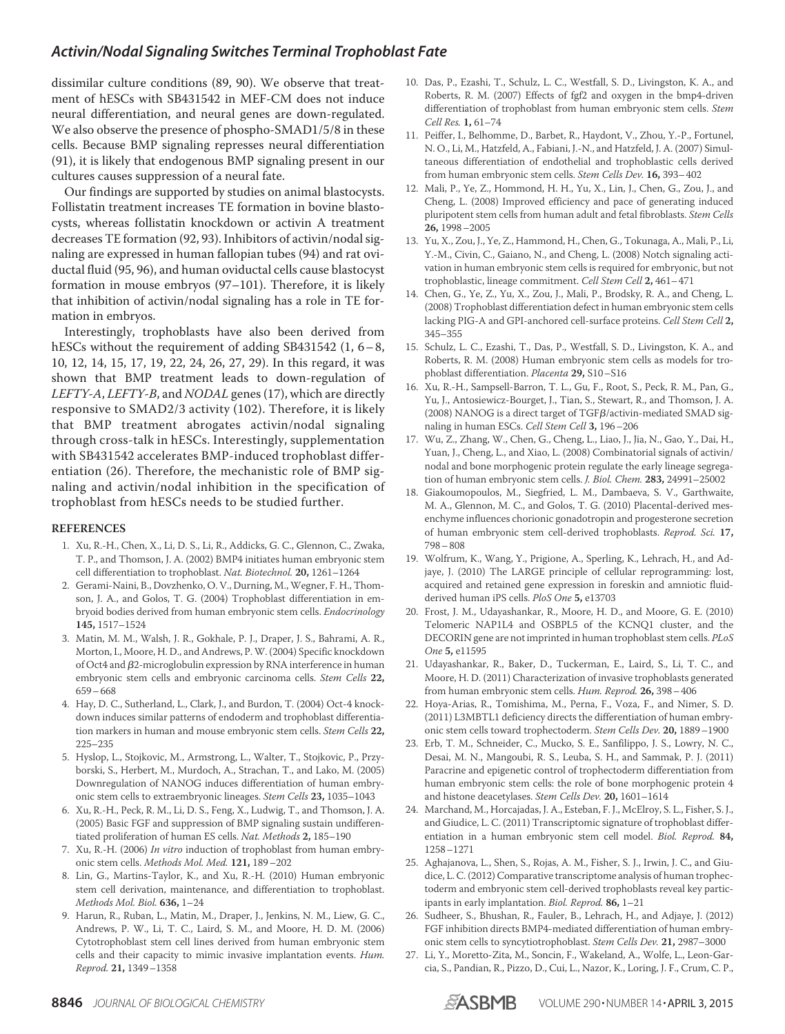dissimilar culture conditions (89, 90). We observe that treatment of hESCs with SB431542 in MEF-CM does not induce neural differentiation, and neural genes are down-regulated. We also observe the presence of phospho-SMAD1/5/8 in these cells. Because BMP signaling represses neural differentiation (91), it is likely that endogenous BMP signaling present in our cultures causes suppression of a neural fate.

Our findings are supported by studies on animal blastocysts. Follistatin treatment increases TE formation in bovine blastocysts, whereas follistatin knockdown or activin A treatment decreases TE formation (92, 93). Inhibitors of activin/nodal signaling are expressed in human fallopian tubes (94) and rat oviductal fluid (95, 96), and human oviductal cells cause blastocyst formation in mouse embryos (97–101). Therefore, it is likely that inhibition of activin/nodal signaling has a role in TE formation in embryos.

Interestingly, trophoblasts have also been derived from hESCs without the requirement of adding SB431542 (1, 6–8, 10, 12, 14, 15, 17, 19, 22, 24, 26, 27, 29). In this regard, it was shown that BMP treatment leads to down-regulation of *LEFTY-A*, *LEFTY-B*, and *NODAL* genes (17), which are directly responsive to SMAD2/3 activity (102). Therefore, it is likely that BMP treatment abrogates activin/nodal signaling through cross-talk in hESCs. Interestingly, supplementation with SB431542 accelerates BMP-induced trophoblast differentiation (26). Therefore, the mechanistic role of BMP signaling and activin/nodal inhibition in the specification of trophoblast from hESCs needs to be studied further.

## REFERENCES

1. Xu, R.-H., Chen, X., Li, D. S., Li, R., Addicks, G. C., Glennon, C., Zwaka, T. P., and Thomson, J. A. (2002) BMP4 initiates human embryonic stem cell differentiation to trophoblast. *Nat. Biotechnol.* **20,** 1261–1264
2. Gerami-Naini, B., Dovzhenko, O. V., Durning, M., Wegner, F. H., Thomson, J. A., and Golos, T. G. (2004) Trophoblast differentiation in embryoid bodies derived from human embryonic stem cells. *Endocrinology* **145,** 1517–1524
3. Matin, M. M., Walsh, J. R., Gokhale, P. J., Draper, J. S., Bahrami, A. R., Morton, I., Moore, H. D., and Andrews, P. W. (2004) Specific knockdown of Oct4 and β2-microglobulin expression by RNA interference in human embryonic stem cells and embryonic carcinoma cells. *Stem Cells* **22,** 659–668
4. Hay, D. C., Sutherland, L., Clark, J., and Burdon, T. (2004) Oct-4 knockdown induces similar patterns of endoderm and trophoblast differentiation markers in human and mouse embryonic stem cells. *Stem Cells* **22,** 225–235
5. Hyslop, L., Stojkovic, M., Armstrong, L., Walter, T., Stojkovic, P., Przyborski, S., Herbert, M., Murdoch, A., Strachan, T., and Lako, M. (2005) Downregulation of NANOG induces differentiation of human embryonic stem cells to extraembryonic lineages. *Stem Cells* **23,** 1035–1043
6. Xu, R.-H., Peck, R. M., Li, D. S., Feng, X., Ludwig, T., and Thomson, J. A. (2005) Basic FGF and suppression of BMP signaling sustain undifferentiated proliferation of human ES cells. *Nat. Methods* **2,** 185–190
7. Xu, R.-H. (2006) *In vitro* induction of trophoblast from human embryonic stem cells. *Methods Mol. Med.* **121,** 189–202
8. Lin, G., Martins-Taylor, K., and Xu, R.-H. (2010) Human embryonic stem cell derivation, maintenance, and differentiation to trophoblast. *Methods Mol. Biol.* **636,** 1–24
9. Harun, R., Ruban, L., Matin, M., Draper, J., Jenkins, N. M., Liew, G. C., Andrews, P. W., Li, T. C., Laird, S. M., and Moore, H. D. M. (2006) Cytotrophoblast stem cell lines derived from human embryonic stem cells and their capacity to mimic invasive implantation events. *Hum. Reprod.* **21,** 1349–1358
10. Das, P., Ezashi, T., Schulz, L. C., Westfall, S. D., Livingston, K. A., and Roberts, R. M. (2007) Effects of fgf2 and oxygen in the bmp4-driven differentiation of trophoblast from human embryonic stem cells. *Stem Cell Res.* **1,** 61–74
11. Peiffer, I., Belhomme, D., Barbet, R., Haydont, V., Zhou, Y.-P., Fortunel, N. O., Li, M., Hatzfeld, A., Fabiani, J.-N., and Hatzfeld, J. A. (2007) Simultaneous differentiation of endothelial and trophoblastic cells derived from human embryonic stem cells. *Stem Cells Dev.* **16,** 393–402
12. Mali, P., Ye, Z., Hommond, H. H., Yu, X., Lin, J., Chen, G., Zou, J., and Cheng, L. (2008) Improved efficiency and pace of generating induced pluripotent stem cells from human adult and fetal fibroblasts. *Stem Cells* **26,** 1998–2005
13. Yu, X., Zou, J., Ye, Z., Hammond, H., Chen, G., Tokunaga, A., Mali, P., Li, Y.-M., Civin, C., Gaiano, N., and Cheng, L. (2008) Notch signaling activation in human embryonic stem cells is required for embryonic, but not trophoblastic, lineage commitment. *Cell Stem Cell* **2,** 461–471
14. Chen, G., Ye, Z., Yu, X., Zou, J., Mali, P., Brodsky, R. A., and Cheng, L. (2008) Trophoblast differentiation defect in human embryonic stem cells lacking PIG-A and GPI-anchored cell-surface proteins. *Cell Stem Cell* **2,** 345–355
15. Schulz, L. C., Ezashi, T., Das, P., Westfall, S. D., Livingston, K. A., and Roberts, R. M. (2008) Human embryonic stem cells as models for trophoblast differentiation. *Placenta* **29,** S10–S16
16. Xu, R.-H., Sampsell-Barron, T. L., Gu, F., Root, S., Peck, R. M., Pan, G., Yu, J., Antosiewicz-Bourget, J., Tian, S., Stewart, R., and Thomson, J. A. (2008) NANOG is a direct target of TGFβ/activin-mediated SMAD signaling in human ESCs. *Cell Stem Cell* **3,** 196–206
17. Wu, Z., Zhang, W., Chen, G., Cheng, L., Liao, J., Jia, N., Gao, Y., Dai, H., Yuan, J., Cheng, L., and Xiao, L. (2008) Combinatorial signals of activin/nodal and bone morphogenic protein regulate the early lineage segregation of human embryonic stem cells. *J. Biol. Chem.* **283,** 24991–25002
18. Giakoumopoulos, M., Siegfried, L. M., Dambaeva, S. V., Garthwaite, M. A., Glennon, M. C., and Golos, T. G. (2010) Placental-derived mesenchyme influences chorionic gonadotropin and progesterone secretion of human embryonic stem cell-derived trophoblasts. *Reprod. Sci.* **17,** 798–808
19. Wolfrum, K., Wang, Y., Prigione, A., Sperling, K., Lehrach, H., and Adjaye, J. (2010) The LARGE principle of cellular reprogramming: lost, acquired and retained gene expression in foreskin and amniotic fluid-derived human iPS cells. *PloS One* **5,** e13703
20. Frost, J. M., Udayashankar, R., Moore, H. D., and Moore, G. E. (2010) Telomeric NAP1L4 and OSBPL5 of the KCNQ1 cluster, and the DECORIN gene are not imprinted in human trophoblast stem cells. *PLoS One* **5,** e11595
21. Udayashankar, R., Baker, D., Tuckerman, E., Laird, S., Li, T. C., and Moore, H. D. (2011) Characterization of invasive trophoblasts generated from human embryonic stem cells. *Hum. Reprod.* **26,** 398–406
22. Hoya-Arias, R., Tomishima, M., Perna, F., Voza, F., and Nimer, S. D. (2011) L3MBTL1 deficiency directs the differentiation of human embryonic stem cells toward trophectoderm. *Stem Cells Dev.* **20,** 1889–1900
23. Erb, T. M., Schneider, C., Mucko, S. E., Sanfilippo, J. S., Lowry, N. C., Desai, M. N., Mangoubi, R. S., Leuba, S. H., and Sammak, P. J. (2011) Paracrine and epigenetic control of trophectoderm differentiation from human embryonic stem cells: the role of bone morphogenic protein 4 and histone deacetylases. *Stem Cells Dev.* **20,** 1601–1614
24. Marchand, M., Horcajadas, J. A., Esteban, F. J., McElroy, S. L., Fisher, S. J., and Giudice, L. C. (2011) Transcriptomic signature of trophoblast differentiation in a human embryonic stem cell model. *Biol. Reprod.* **84,** 1258–1271
25. Aghajanova, L., Shen, S., Rojas, A. M., Fisher, S. J., Irwin, J. C., and Giudice, L. C. (2012) Comparative transcriptome analysis of human trophectoderm and embryonic stem cell-derived trophoblasts reveal key participants in early implantation. *Biol. Reprod.* **86,** 1–21
26. Sudheer, S., Bhushan, R., Fauler, B., Lehrach, H., and Adjaye, J. (2012) FGF inhibition directs BMP4-mediated differentiation of human embryonic stem cells to syncytiotrophoblast. *Stem Cells Dev.* **21,** 2987–3000
27. Li, Y., Moretto-Zita, M., Soncin, F., Wakeland, A., Wolfe, L., Leon-Garcia, S., Pandian, R., Pizzo, D., Cui, L., Nazor, K., Loring, J. F., Crum, C. P.,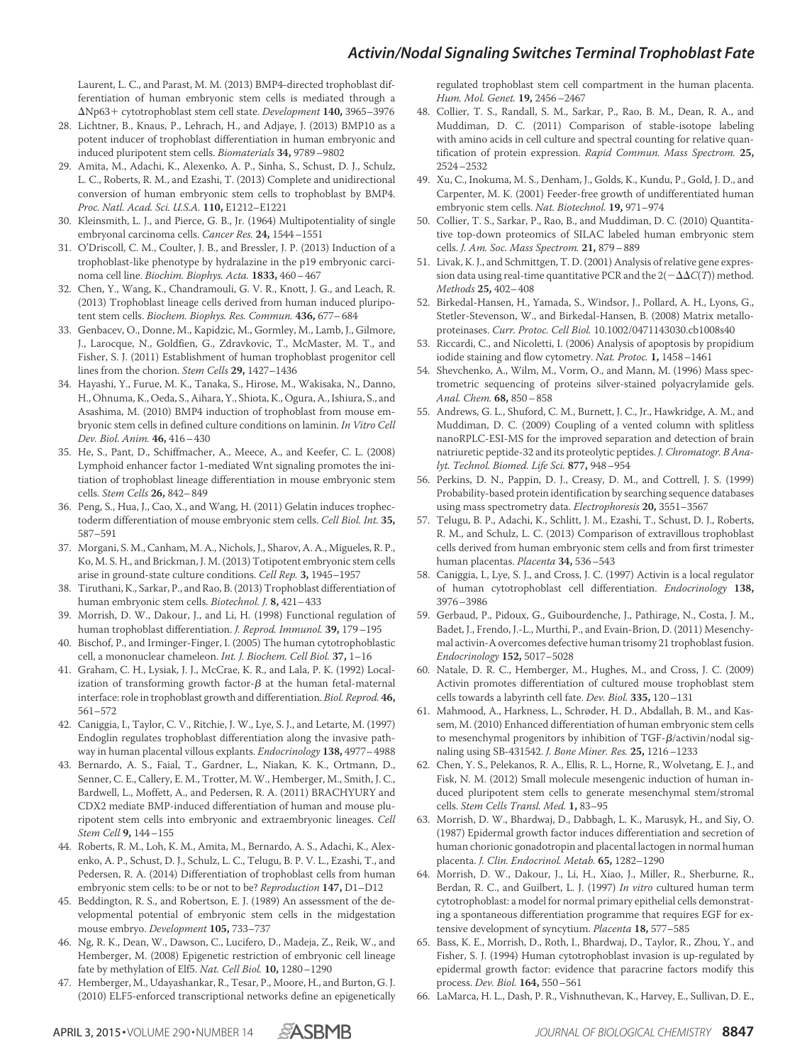Laurent, L. C., and Parast, M. M. (2013) BMP4-directed trophoblast differentiation of human embryonic stem cells is mediated through a ΔNp63+ cytotrophoblast stem cell state. *Development* **140,** 3965–3976

28. Lichtner, B., Knaus, P., Lehrach, H., and Adjaye, J. (2013) BMP10 as a potent inducer of trophoblast differentiation in human embryonic and induced pluripotent stem cells. *Biomaterials* **34,** 9789–9802
29. Amita, M., Adachi, K., Alexenko, A. P., Sinha, S., Schust, D. J., Schulz, L. C., Roberts, R. M., and Ezashi, T. (2013) Complete and unidirectional conversion of human embryonic stem cells to trophoblast by BMP4. *Proc. Natl. Acad. Sci. U.S.A.* **110,** E1212–E1221
30. Kleinsmith, L. J., and Pierce, G. B., Jr. (1964) Multipotentiality of single embryonal carcinoma cells. *Cancer Res.* **24,** 1544–1551
31. O'Driscoll, C. M., Coulter, J. B., and Bressler, J. P. (2013) Induction of a trophoblast-like phenotype by hydralazine in the p19 embryonic carcinoma cell line. *Biochim. Biophys. Acta.* **1833,** 460–467
32. Chen, Y., Wang, K., Chandramouli, G. V. R., Knott, J. G., and Leach, R. (2013) Trophoblast lineage cells derived from human induced pluripotent stem cells. *Biochem. Biophys. Res. Commun.* **436,** 677–684
33. Genbacev, O., Donne, M., Kapidzic, M., Gormley, M., Lamb, J., Gilmore, J., Larocque, N., Goldfien, G., Zdravkovic, T., McMaster, M. T., and Fisher, S. J. (2011) Establishment of human trophoblast progenitor cell lines from the chorion. *Stem Cells* **29,** 1427–1436
34. Hayashi, Y., Furue, M. K., Tanaka, S., Hirose, M., Wakisaka, N., Danno, H., Ohnuma, K., Oeda, S., Aihara, Y., Shiota, K., Ogura, A., Ishiura, S., and Asashima, M. (2010) BMP4 induction of trophoblast from mouse embryonic stem cells in defined culture conditions on laminin. *In Vitro Cell Dev. Biol. Anim.* **46,** 416–430
35. He, S., Pant, D., Schiffmacher, A., Meece, A., and Keefer, C. L. (2008) Lymphoid enhancer factor 1-mediated Wnt signaling promotes the initiation of trophoblast lineage differentiation in mouse embryonic stem cells. *Stem Cells* **26,** 842–849
36. Peng, S., Hua, J., Cao, X., and Wang, H. (2011) Gelatin induces trophectoderm differentiation of mouse embryonic stem cells. *Cell Biol. Int.* **35,** 587–591
37. Morgani, S. M., Canham, M. A., Nichols, J., Sharov, A. A., Migueles, R. P., Ko, M. S. H., and Brickman, J. M. (2013) Totipotent embryonic stem cells arise in ground-state culture conditions. *Cell Rep.* **3,** 1945–1957
38. Tiruthani, K., Sarkar, P., and Rao, B. (2013) Trophoblast differentiation of human embryonic stem cells. *Biotechnol. J.* **8,** 421–433
39. Morrish, D. W., Dakour, J., and Li, H. (1998) Functional regulation of human trophoblast differentiation. *J. Reprod. Immunol.* **39,** 179–195
40. Bischof, P., and Irminger-Finger, I. (2005) The human cytotrophoblastic cell, a mononuclear chameleon. *Int. J. Biochem. Cell Biol.* **37,** 1–16
41. Graham, C. H., Lysiak, J. J., McCrae, K. R., and Lala, P. K. (1992) Localization of transforming growth factor-β at the human fetal-maternal interface: role in trophoblast growth and differentiation. *Biol. Reprod.* **46,** 561–572
42. Caniggia, I., Taylor, C. V., Ritchie, J. W., Lye, S. J., and Letarte, M. (1997) Endoglin regulates trophoblast differentiation along the invasive pathway in human placental villous explants. *Endocrinology* **138,** 4977–4988
43. Bernardo, A. S., Faial, T., Gardner, L., Niakan, K. K., Ortmann, D., Senner, C. E., Callery, E. M., Trotter, M. W., Hemberger, M., Smith, J. C., Bardwell, L., Moffett, A., and Pedersen, R. A. (2011) BRACHYURY and CDX2 mediate BMP-induced differentiation of human and mouse pluripotent stem cells into embryonic and extraembryonic lineages. *Cell Stem Cell* **9,** 144–155
44. Roberts, R. M., Loh, K. M., Amita, M., Bernardo, A. S., Adachi, K., Alexenko, A. P., Schust, D. J., Schulz, L. C., Telugu, B. P. V. L., Ezashi, T., and Pedersen, R. A. (2014) Differentiation of trophoblast cells from human embryonic stem cells: to be or not to be? *Reproduction* **147,** D1–D12
45. Beddington, R. S., and Robertson, E. J. (1989) An assessment of the developmental potential of embryonic stem cells in the midgestation mouse embryo. *Development* **105,** 733–737
46. Ng, R. K., Dean, W., Dawson, C., Lucifero, D., Madeja, Z., Reik, W., and Hemberger, M. (2008) Epigenetic restriction of embryonic cell lineage fate by methylation of Elf5. *Nat. Cell Biol.* **10,** 1280–1290
47. Hemberger, M., Udayashankar, R., Tesar, P., Moore, H., and Burton, G. J. (2010) ELF5-enforced transcriptional networks define an epigenetically regulated trophoblast stem cell compartment in the human placenta. *Hum. Mol. Genet.* **19,** 2456–2467
48. Collier, T. S., Randall, S. M., Sarkar, P., Rao, B. M., Dean, R. A., and Muddiman, D. C. (2011) Comparison of stable-isotope labeling with amino acids in cell culture and spectral counting for relative quantification of protein expression. *Rapid Commun. Mass Spectrom.* **25,** 2524–2532
49. Xu, C., Inokuma, M. S., Denham, J., Golds, K., Kundu, P., Gold, J. D., and Carpenter, M. K. (2001) Feeder-free growth of undifferentiated human embryonic stem cells. *Nat. Biotechnol.* **19,** 971–974
50. Collier, T. S., Sarkar, P., Rao, B., and Muddiman, D. C. (2010) Quantitative top-down proteomics of SILAC labeled human embryonic stem cells. *J. Am. Soc. Mass Spectrom.* **21,** 879–889
51. Livak, K. J., and Schmittgen, T. D. (2001) Analysis of relative gene expression data using real-time quantitative PCR and the $2(-\Delta\Delta C(T))$ method. *Methods* **25,** 402–408
52. Birkedal-Hansen, H., Yamada, S., Windsor, J., Pollard, A. H., Lyons, G., Stetler-Stevenson, W., and Birkedal-Hansen, B. (2008) Matrix metalloproteinases. *Curr. Protoc. Cell Biol.* 10.1002/0471143030.cb1008s40
53. Riccardi, C., and Nicoletti, I. (2006) Analysis of apoptosis by propidium iodide staining and flow cytometry. *Nat. Protoc.* **1,** 1458–1461
54. Shevchenko, A., Wilm, M., Vorm, O., and Mann, M. (1996) Mass spectrometric sequencing of proteins silver-stained polyacrylamide gels. *Anal. Chem.* **68,** 850–858
55. Andrews, G. L., Shuford, C. M., Burnett, J. C., Jr., Hawkridge, A. M., and Muddiman, D. C. (2009) Coupling of a vented column with splitless nanoRPLC-ESI-MS for the improved separation and detection of brain natriuretic peptide-32 and its proteolytic peptides. *J. Chromatogr. B Analyt. Technol. Biomed. Life Sci.* **877,** 948–954
56. Perkins, D. N., Pappin, D. J., Creasy, D. M., and Cottrell, J. S. (1999) Probability-based protein identification by searching sequence databases using mass spectrometry data. *Electrophoresis* **20,** 3551–3567
57. Telugu, B. P., Adachi, K., Schlitt, J. M., Ezashi, T., Schust, D. J., Roberts, R. M., and Schulz, L. C. (2013) Comparison of extravillous trophoblast cells derived from human embryonic stem cells and from first trimester human placentas. *Placenta* **34,** 536–543
58. Caniggia, I., Lye, S. J., and Cross, J. C. (1997) Activin is a local regulator of human cytotrophoblast cell differentiation. *Endocrinology* **138,** 3976–3986
59. Gerbaud, P., Pidoux, G., Guibourdenche, J., Pathirage, N., Costa, J. M., Badet, J., Frendo, J.-L., Murthi, P., and Evain-Brion, D. (2011) Mesenchymal activin-A overcomes defective human trisomy 21 trophoblast fusion. *Endocrinology* **152,** 5017–5028
60. Natale, D. R. C., Hemberger, M., Hughes, M., and Cross, J. C. (2009) Activin promotes differentiation of cultured mouse trophoblast stem cells towards a labyrinth cell fate. *Dev. Biol.* **335,** 120–131
61. Mahmood, A., Harkness, L., Schrøder, H. D., Abdallah, B. M., and Kassem, M. (2010) Enhanced differentiation of human embryonic stem cells to mesenchymal progenitors by inhibition of TGF-β/activin/nodal signaling using SB-431542. *J. Bone Miner. Res.* **25,** 1216–1233
62. Chen, Y. S., Pelekanos, R. A., Ellis, R. L., Horne, R., Wolvetang, E. J., and Fisk, N. M. (2012) Small molecule mesengenic induction of human induced pluripotent stem cells to generate mesenchymal stem/stromal cells. *Stem Cells Transl. Med.* **1,** 83–95
63. Morrish, D. W., Bhardwaj, D., Dabbagh, L. K., Marusyk, H., and Siy, O. (1987) Epidermal growth factor induces differentiation and secretion of human chorionic gonadotropin and placental lactogen in normal human placenta. *J. Clin. Endocrinol. Metab.* **65,** 1282–1290
64. Morrish, D. W., Dakour, J., Li, H., Xiao, J., Miller, R., Sherburne, R., Berdan, R. C., and Guilbert, L. J. (1997) *In vitro* cultured human term cytotrophoblast: a model for normal primary epithelial cells demonstrating a spontaneous differentiation programme that requires EGF for extensive development of syncytium. *Placenta* **18,** 577–585
65. Bass, K. E., Morrish, D., Roth, I., Bhardwaj, D., Taylor, R., Zhou, Y., and Fisher, S. J. (1994) Human cytotrophoblast invasion is up-regulated by epidermal growth factor: evidence that paracrine factors modify this process. *Dev. Biol.* **164,** 550–561
66. LaMarca, H. L., Dash, P. R., Vishnuthevan, K., Harvey, E., Sullivan, D. E.,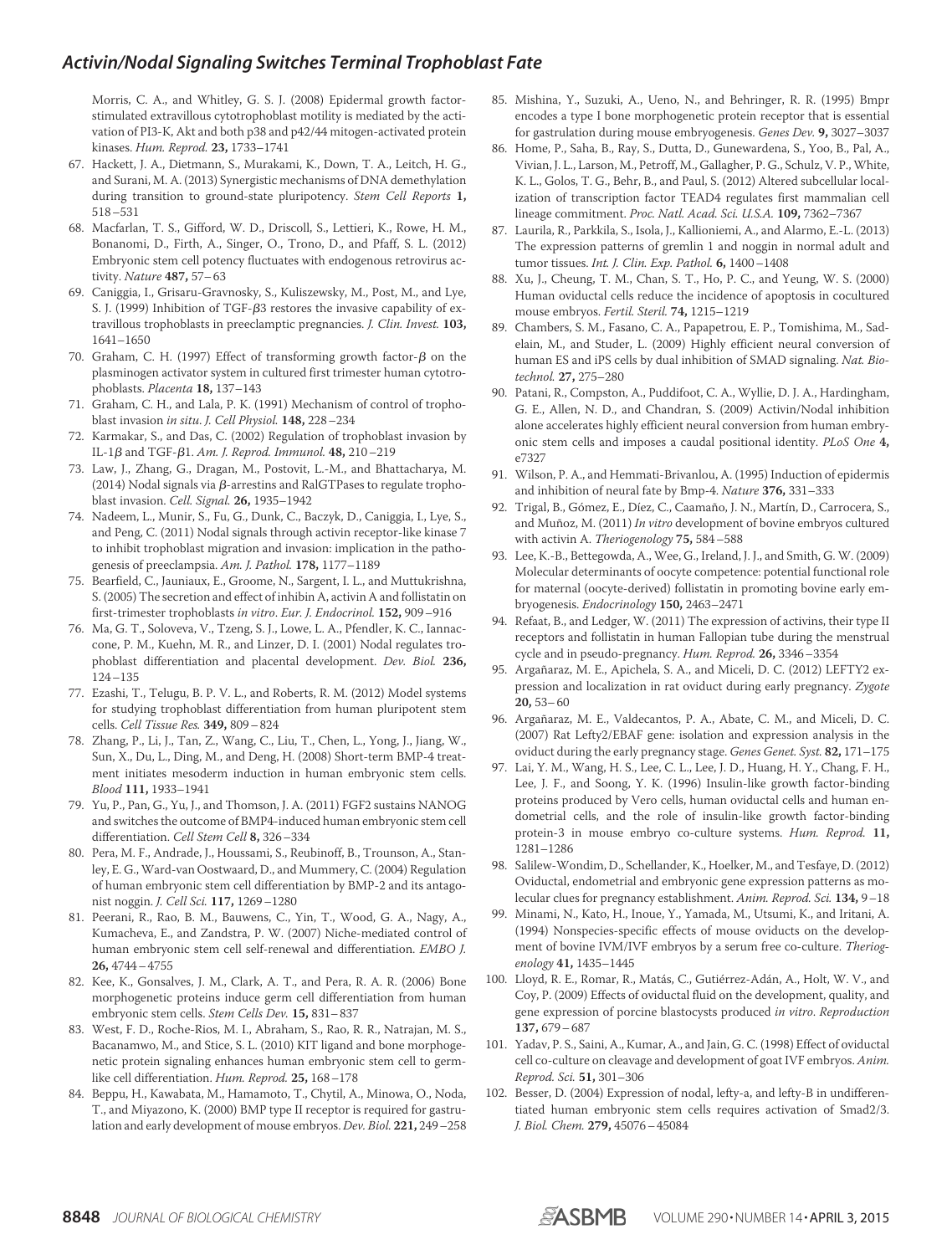Morris, C. A., and Whitley, G. S. J. (2008) Epidermal growth factor-stimulated extravillous cytotrophoblast motility is mediated by the activation of PI3-K, Akt and both p38 and p42/44 mitogen-activated protein kinases. *Hum. Reprod.* **23,** 1733–1741

67. Hackett, J. A., Dietmann, S., Murakami, K., Down, T. A., Leitch, H. G., and Surani, M. A. (2013) Synergistic mechanisms of DNA demethylation during transition to ground-state pluripotency. *Stem Cell Reports* **1,** 518–531
68. Macfarlan, T. S., Gifford, W. D., Driscoll, S., Lettieri, K., Rowe, H. M., Bonanomi, D., Firth, A., Singer, O., Trono, D., and Pfaff, S. L. (2012) Embryonic stem cell potency fluctuates with endogenous retrovirus activity. *Nature* **487,** 57–63
69. Caniggia, I., Grisaru-Gravnosky, S., Kuliszewsky, M., Post, M., and Lye, S. J. (1999) Inhibition of TGF-β3 restores the invasive capability of extravillous trophoblasts in preeclamptic pregnancies. *J. Clin. Invest.* **103,** 1641–1650
70. Graham, C. H. (1997) Effect of transforming growth factor-β on the plasminogen activator system in cultured first trimester human cytotrophoblasts. *Placenta* **18,** 137–143
71. Graham, C. H., and Lala, P. K. (1991) Mechanism of control of trophoblast invasion *in situ*. *J. Cell Physiol.* **148,** 228–234
72. Karmakar, S., and Das, C. (2002) Regulation of trophoblast invasion by IL-1β and TGF-β1. *Am. J. Reprod. Immunol.* **48,** 210–219
73. Law, J., Zhang, G., Dragan, M., Postovit, L.-M., and Bhattacharya, M. (2014) Nodal signals via β-arrestins and RalGTPases to regulate trophoblast invasion. *Cell. Signal.* **26,** 1935–1942
74. Nadeem, L., Munir, S., Fu, G., Dunk, C., Baczyk, D., Caniggia, I., Lye, S., and Peng, C. (2011) Nodal signals through activin receptor-like kinase 7 to inhibit trophoblast migration and invasion: implication in the pathogenesis of preeclampsia. *Am. J. Pathol.* **178,** 1177–1189
75. Bearfield, C., Jauniaux, E., Groome, N., Sargent, I. L., and Muttukrishna, S. (2005) The secretion and effect of inhibin A, activin A and follistatin on first-trimester trophoblasts *in vitro*. *Eur. J. Endocrinol.* **152,** 909–916
76. Ma, G. T., Soloveva, V., Tzeng, S. J., Lowe, L. A., Pfendler, K. C., Iannaccone, P. M., Kuehn, M. R., and Linzer, D. I. (2001) Nodal regulates trophoblast differentiation and placental development. *Dev. Biol.* **236,** 124–135
77. Ezashi, T., Telugu, B. P. V. L., and Roberts, R. M. (2012) Model systems for studying trophoblast differentiation from human pluripotent stem cells. *Cell Tissue Res.* **349,** 809–824
78. Zhang, P., Li, J., Tan, Z., Wang, C., Liu, T., Chen, L., Yong, J., Jiang, W., Sun, X., Du, L., Ding, M., and Deng, H. (2008) Short-term BMP-4 treatment initiates mesoderm induction in human embryonic stem cells. *Blood* **111,** 1933–1941
79. Yu, P., Pan, G., Yu, J., and Thomson, J. A. (2011) FGF2 sustains NANOG and switches the outcome of BMP4-induced human embryonic stem cell differentiation. *Cell Stem Cell* **8,** 326–334
80. Pera, M. F., Andrade, J., Houssami, S., Reubinoff, B., Trounson, A., Stanley, E. G., Ward-van Oostwaard, D., and Mummery, C. (2004) Regulation of human embryonic stem cell differentiation by BMP-2 and its antagonist noggin. *J. Cell Sci.* **117,** 1269–1280
81. Peerani, R., Rao, B. M., Bauwens, C., Yin, T., Wood, G. A., Nagy, A., Kumacheva, E., and Zandstra, P. W. (2007) Niche-mediated control of human embryonic stem cell self-renewal and differentiation. *EMBO J.* **26,** 4744–4755
82. Kee, K., Gonsalves, J. M., Clark, A. T., and Pera, R. A. R. (2006) Bone morphogenetic proteins induce germ cell differentiation from human embryonic stem cells. *Stem Cells Dev.* **15,** 831–837
83. West, F. D., Roche-Rios, M. I., Abraham, S., Rao, R. R., Natrajan, M. S., Bacanamwo, M., and Stice, S. L. (2010) KIT ligand and bone morphogenetic protein signaling enhances human embryonic stem cell to germ-like cell differentiation. *Hum. Reprod.* **25,** 168–178
84. Beppu, H., Kawabata, M., Hamamoto, T., Chytil, A., Minowa, O., Noda, T., and Miyazono, K. (2000) BMP type II receptor is required for gastrulation and early development of mouse embryos. *Dev. Biol.* **221,** 249–258
85. Mishina, Y., Suzuki, A., Ueno, N., and Behringer, R. R. (1995) Bmpr encodes a type I bone morphogenetic protein receptor that is essential for gastrulation during mouse embryogenesis. *Genes Dev.* **9,** 3027–3037
86. Home, P., Saha, B., Ray, S., Dutta, D., Gunewardena, S., Yoo, B., Pal, A., Vivian, J. L., Larson, M., Petroff, M., Gallagher, P. G., Schulz, V. P., White, K. L., Golos, T. G., Behr, B., and Paul, S. (2012) Altered subcellular localization of transcription factor TEAD4 regulates first mammalian cell lineage commitment. *Proc. Natl. Acad. Sci. U.S.A.* **109,** 7362–7367
87. Laurila, R., Parkkila, S., Isola, J., Kallioniemi, A., and Alarmo, E.-L. (2013) The expression patterns of gremlin 1 and noggin in normal adult and tumor tissues. *Int. J. Clin. Exp. Pathol.* **6,** 1400–1408
88. Xu, J., Cheung, T. M., Chan, S. T., Ho, P. C., and Yeung, W. S. (2000) Human oviductal cells reduce the incidence of apoptosis in cocultured mouse embryos. *Fertil. Steril.* **74,** 1215–1219
89. Chambers, S. M., Fasano, C. A., Papapetrou, E. P., Tomishima, M., Sadelain, M., and Studer, L. (2009) Highly efficient neural conversion of human ES and iPS cells by dual inhibition of SMAD signaling. *Nat. Biotechnol.* **27,** 275–280
90. Patani, R., Compston, A., Puddifoot, C. A., Wyllie, D. J. A., Hardingham, G. E., Allen, N. D., and Chandran, S. (2009) Activin/Nodal inhibition alone accelerates highly efficient neural conversion from human embryonic stem cells and imposes a caudal positional identity. *PLoS One* **4,** e7327
91. Wilson, P. A., and Hemmati-Brivanlou, A. (1995) Induction of epidermis and inhibition of neural fate by Bmp-4. *Nature* **376,** 331–333
92. Trigal, B., Gómez, E., Díez, C., Caamaño, J. N., Martín, D., Carrocera, S., and Muñoz, M. (2011) *In vitro* development of bovine embryos cultured with activin A. *Theriogenology* **75,** 584–588
93. Lee, K.-B., Bettegowda, A., Wee, G., Ireland, J. J., and Smith, G. W. (2009) Molecular determinants of oocyte competence: potential functional role for maternal (oocyte-derived) follistatin in promoting bovine early embryogenesis. *Endocrinology* **150,** 2463–2471
94. Refaat, B., and Ledger, W. (2011) The expression of activins, their type II receptors and follistatin in human Fallopian tube during the menstrual cycle and in pseudo-pregnancy. *Hum. Reprod.* **26,** 3346–3354
95. Argañaraz, M. E., Apichela, S. A., and Miceli, D. C. (2012) LEFTY2 expression and localization in rat oviduct during early pregnancy. *Zygote* **20,** 53–60
96. Argañaraz, M. E., Valdecantos, P. A., Abate, C. M., and Miceli, D. C. (2007) Rat Lefty2/EBAF gene: isolation and expression analysis in the oviduct during the early pregnancy stage. *Genes Genet. Syst.* **82,** 171–175
97. Lai, Y. M., Wang, H. S., Lee, C. L., Lee, J. D., Huang, H. Y., Chang, F. H., Lee, J. F., and Soong, Y. K. (1996) Insulin-like growth factor-binding proteins produced by Vero cells, human oviductal cells and human endometrial cells, and the role of insulin-like growth factor-binding protein-3 in mouse embryo co-culture systems. *Hum. Reprod.* **11,** 1281–1286
98. Salilew-Wondim, D., Schellander, K., Hoelker, M., and Tesfaye, D. (2012) Oviductal, endometrial and embryonic gene expression patterns as molecular clues for pregnancy establishment. *Anim. Reprod. Sci.* **134,** 9–18
99. Minami, N., Kato, H., Inoue, Y., Yamada, M., Utsumi, K., and Iritani, A. (1994) Nonspecies-specific effects of mouse oviducts on the development of bovine IVM/IVF embryos by a serum free co-culture. *Theriogenology* **41,** 1435–1445
100. Lloyd, R. E., Romar, R., Matás, C., Gutiérrez-Adán, A., Holt, W. V., and Coy, P. (2009) Effects of oviductal fluid on the development, quality, and gene expression of porcine blastocysts produced *in vitro*. *Reproduction* **137,** 679–687
101. Yadav, P. S., Saini, A., Kumar, A., and Jain, G. C. (1998) Effect of oviductal cell co-culture on cleavage and development of goat IVF embryos. *Anim. Reprod. Sci.* **51,** 301–306
102. Besser, D. (2004) Expression of nodal, lefty-a, and lefty-B in undifferentiated human embryonic stem cells requires activation of Smad2/3. *J. Biol. Chem.* **279,** 45076–45084